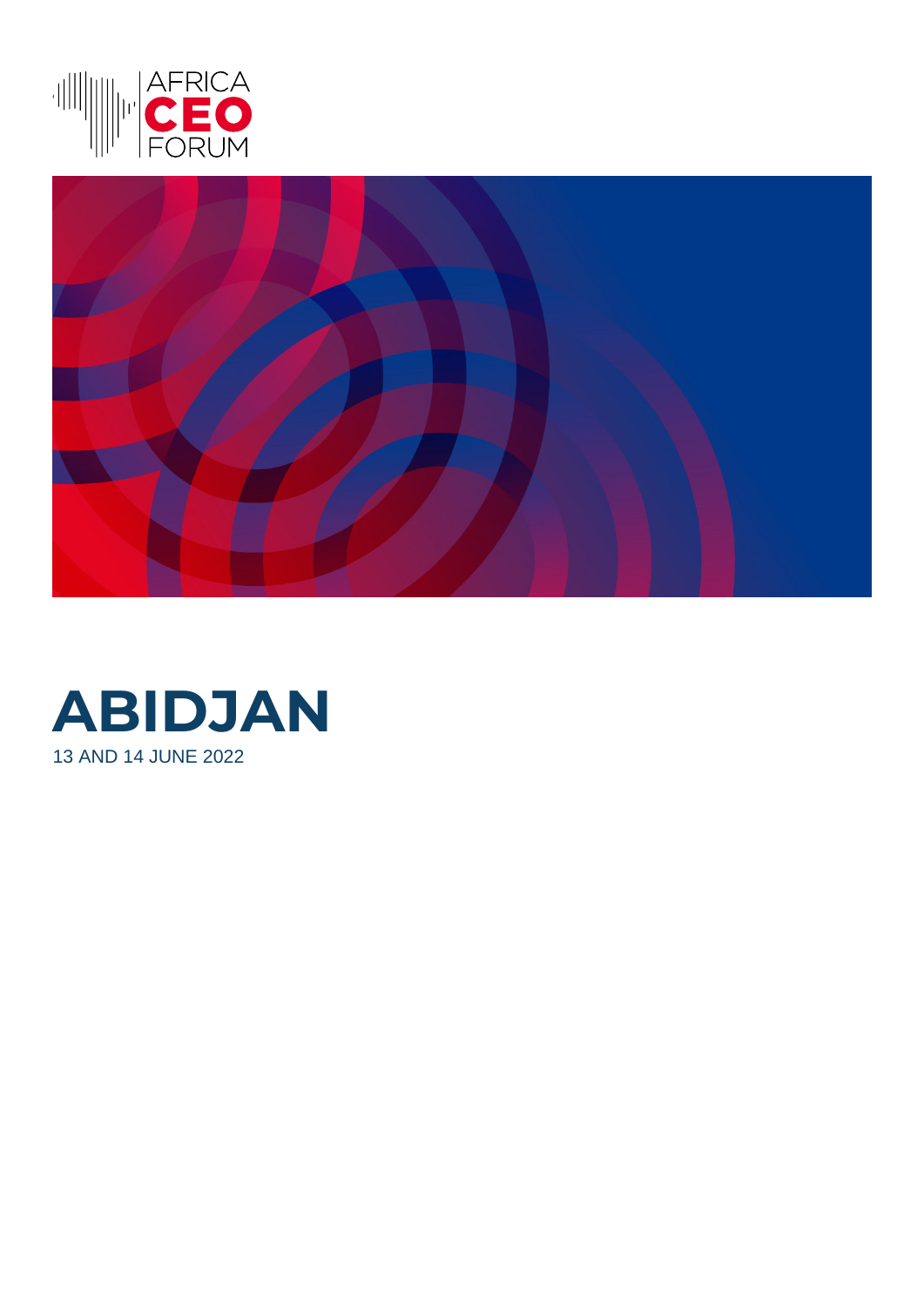AFRICA
**CEO**
FORUM

# ABIDJAN

13 AND 14 JUNE 2022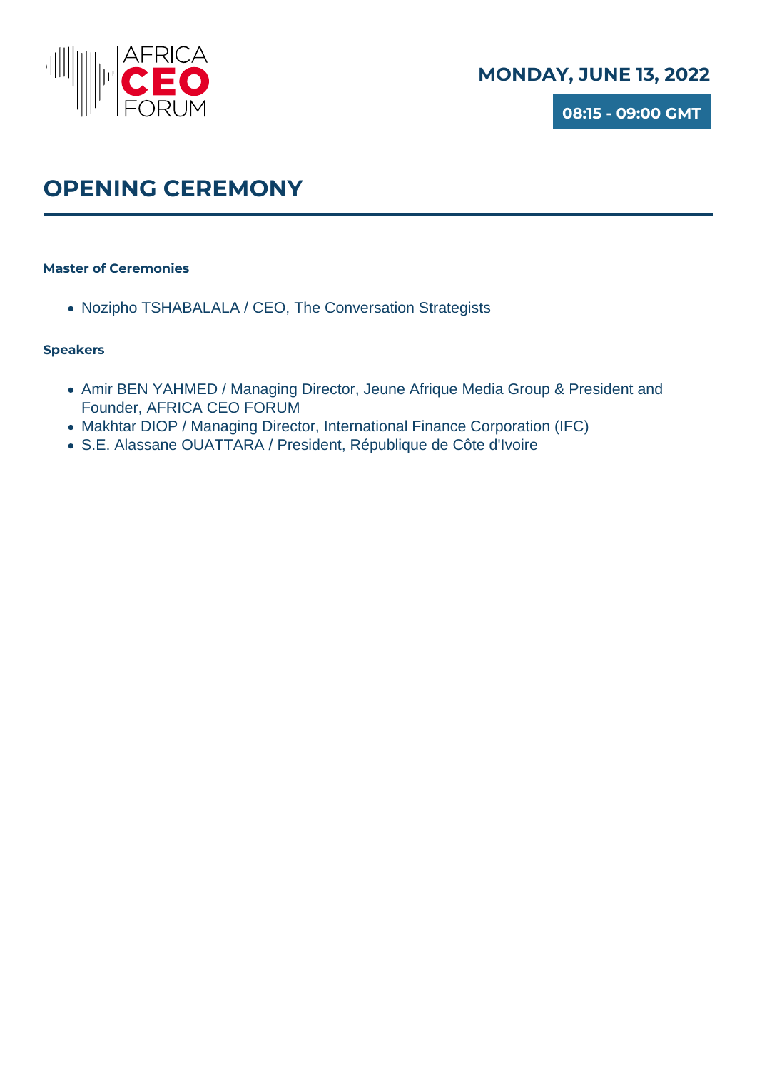AFRICA **CEO** FORUM

**MONDAY, JUNE 13, 2022**

**08:15 - 09:00 GMT**

## OPENING CEREMONY

**Master of Ceremonies**

- Nozipho TSHABALALA / CEO, The Conversation Strategists

**Speakers**

- Amir BEN YAHMED / Managing Director, Jeune Afrique Media Group & President and Founder, AFRICA CEO FORUM
- Makhtar DIOP / Managing Director, International Finance Corporation (IFC)
- S.E. Alassane OUATTARA / President, République de Côte d'Ivoire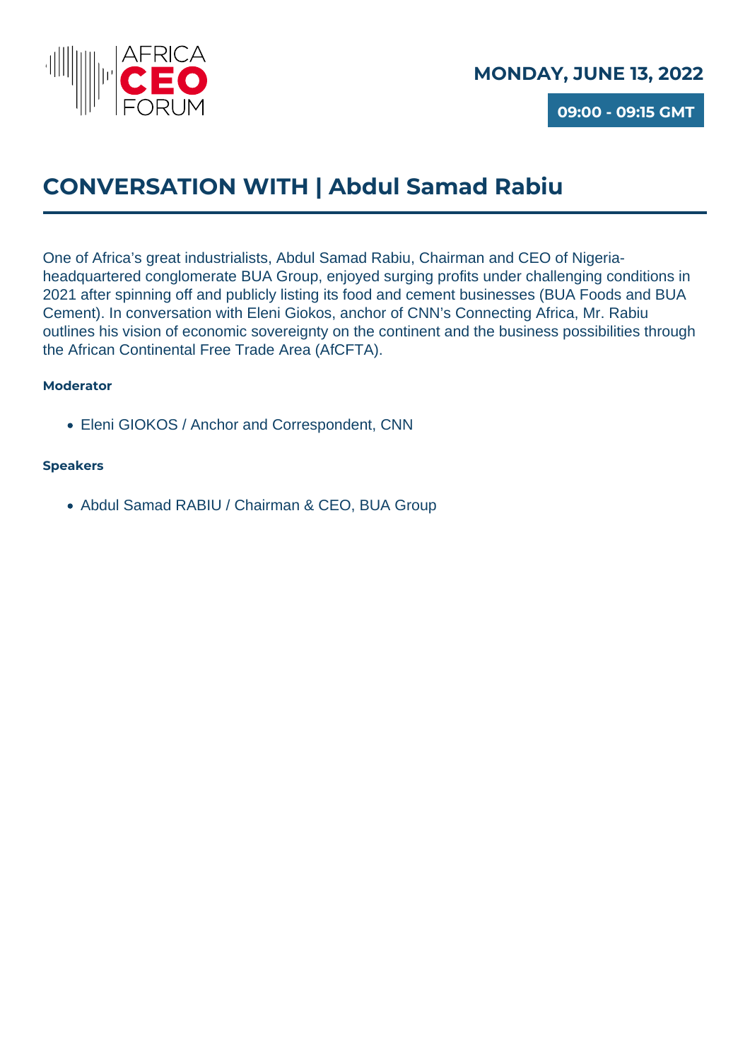AFRICA CEO FORUM

**MONDAY, JUNE 13, 2022**

**09:00 - 09:15 GMT**

# CONVERSATION WITH | Abdul Samad Rabiu

One of Africa's great industrialists, Abdul Samad Rabiu, Chairman and CEO of Nigeria-headquartered conglomerate BUA Group, enjoyed surging profits under challenging conditions in 2021 after spinning off and publicly listing its food and cement businesses (BUA Foods and BUA Cement). In conversation with Eleni Giokos, anchor of CNN's Connecting Africa, Mr. Rabiu outlines his vision of economic sovereignty on the continent and the business possibilities through the African Continental Free Trade Area (AfCFTA).

**Moderator**

- Eleni GIOKOS / Anchor and Correspondent, CNN

**Speakers**

- Abdul Samad RABIU / Chairman & CEO, BUA Group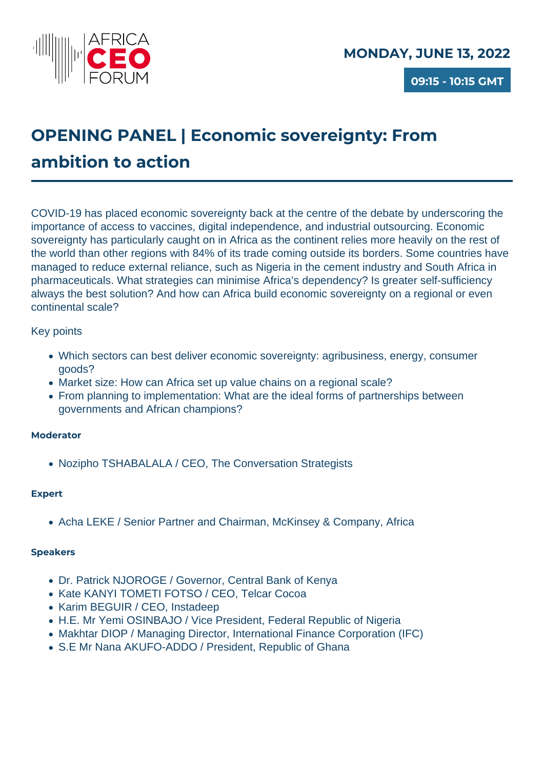MONDAY, JUNE 13, 2022

09:15 - 10:15 GMT

# OPENING PANEL | Economic sovereignty: From ambition to action

COVID-19 has placed economic sovereignty back at the centre of the debate by underscoring the importance of access to vaccines, digital independence, and industrial outsourcing. Economic sovereignty has particularly caught on in Africa as the continent relies more heavily on the rest of the world than other regions with 84% of its trade coming outside its borders. Some countries have managed to reduce external reliance, such as Nigeria in the cement industry and South Africa in pharmaceuticals. What strategies can minimise Africa's dependency? Is greater self-sufficiency always the best solution? And how can Africa build economic sovereignty on a regional or even continental scale?

Key points

- Which sectors can best deliver economic sovereignty: agribusiness, energy, consumer goods?
- Market size: How can Africa set up value chains on a regional scale?
- From planning to implementation: What are the ideal forms of partnerships between governments and African champions?

**Moderator**

- Nozipho TSHABALALA / CEO, The Conversation Strategists

**Expert**

- Acha LEKE / Senior Partner and Chairman, McKinsey & Company, Africa

**Speakers**

- Dr. Patrick NJOROGE / Governor, Central Bank of Kenya
- Kate KANYI TOMETI FOTSO / CEO, Telcar Cocoa
- Karim BEGUIR / CEO, Instadeep
- H.E. Mr Yemi OSINBAJO / Vice President, Federal Republic of Nigeria
- Makhtar DIOP / Managing Director, International Finance Corporation (IFC)
- S.E Mr Nana AKUFO-ADDO / President, Republic of Ghana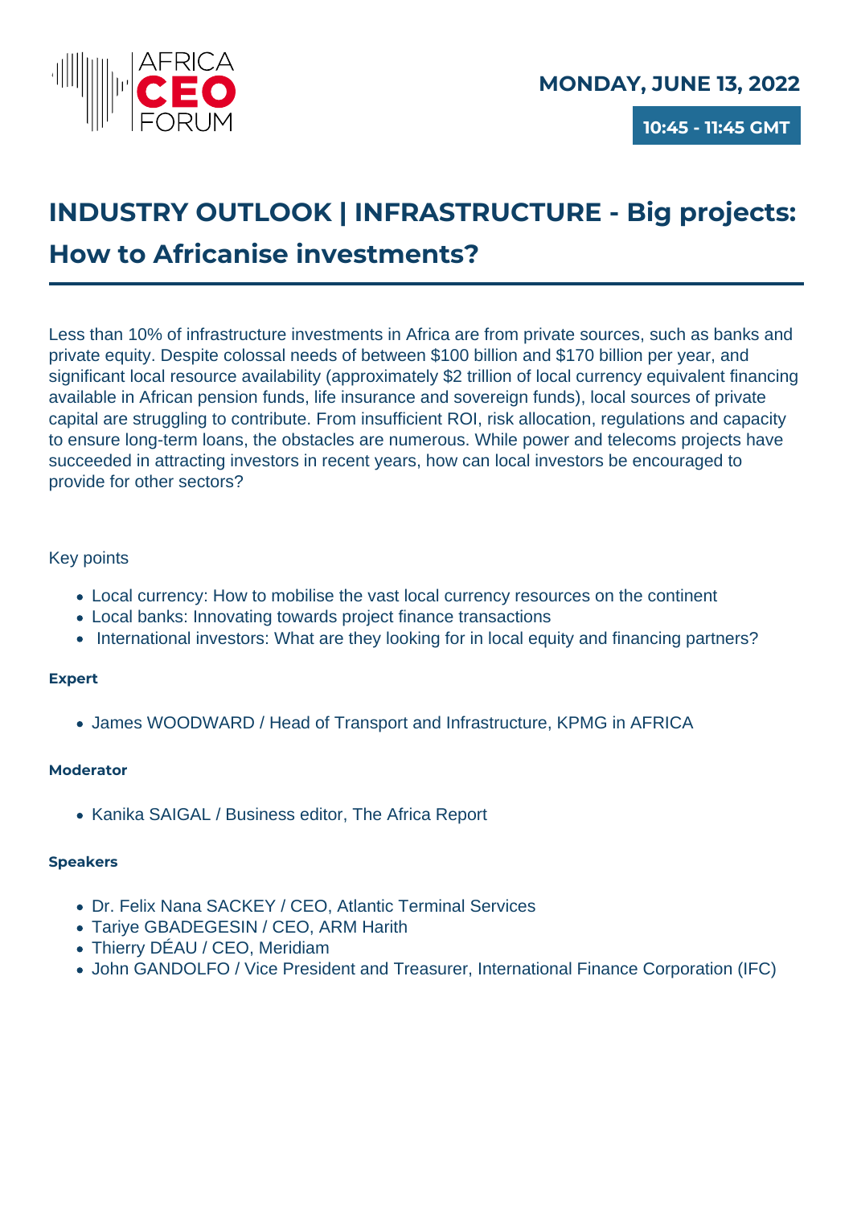AFRICA CEO FORUM

**MONDAY, JUNE 13, 2022**

**10:45 - 11:45 GMT**

# INDUSTRY OUTLOOK | INFRASTRUCTURE - Big projects: How to Africanise investments?

Less than 10% of infrastructure investments in Africa are from private sources, such as banks and private equity. Despite colossal needs of between $100 billion and $170 billion per year, and significant local resource availability (approximately $2 trillion of local currency equivalent financing available in African pension funds, life insurance and sovereign funds), local sources of private capital are struggling to contribute. From insufficient ROI, risk allocation, regulations and capacity to ensure long-term loans, the obstacles are numerous. While power and telecoms projects have succeeded in attracting investors in recent years, how can local investors be encouraged to provide for other sectors?

Key points

- Local currency: How to mobilise the vast local currency resources on the continent
- Local banks: Innovating towards project finance transactions
- International investors: What are they looking for in local equity and financing partners?

**Expert**

- James WOODWARD / Head of Transport and Infrastructure, KPMG in AFRICA

**Moderator**

- Kanika SAIGAL / Business editor, The Africa Report

**Speakers**

- Dr. Felix Nana SACKEY / CEO, Atlantic Terminal Services
- Tariye GBADEGESIN / CEO, ARM Harith
- Thierry DÉAU / CEO, Meridiam
- John GANDOLFO / Vice President and Treasurer, International Finance Corporation (IFC)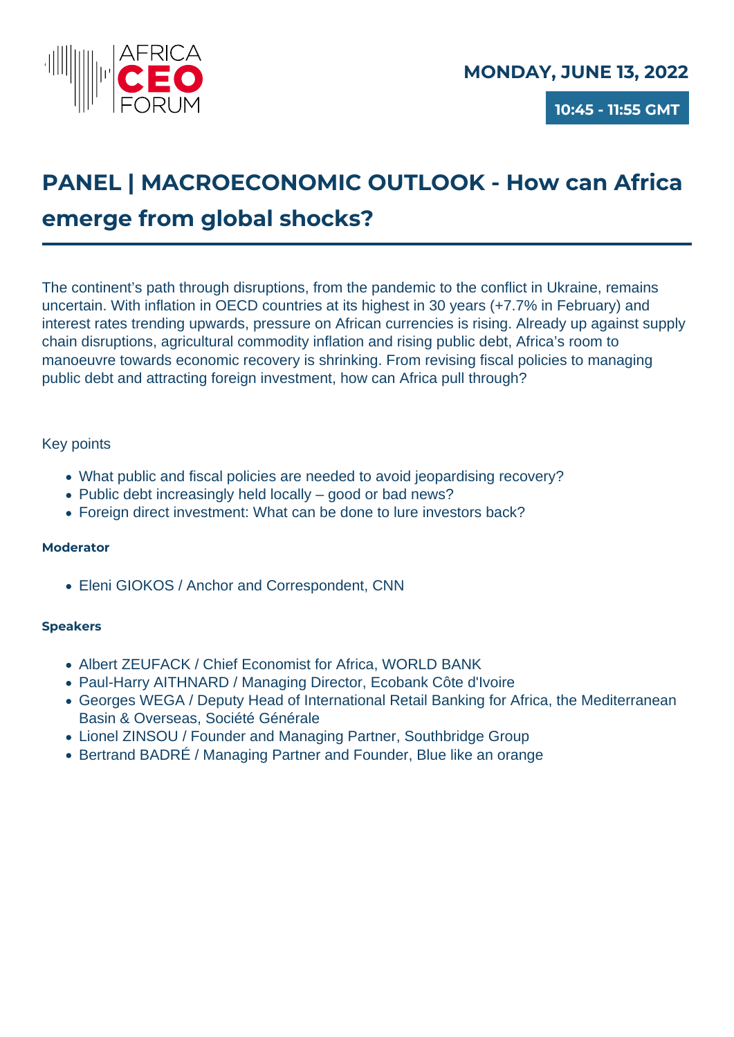AFRICA CEO FORUM

**MONDAY, JUNE 13, 2022**

**10:45 - 11:55 GMT**

# PANEL | MACROECONOMIC OUTLOOK - How can Africa emerge from global shocks?

The continent's path through disruptions, from the pandemic to the conflict in Ukraine, remains uncertain. With inflation in OECD countries at its highest in 30 years (+7.7% in February) and interest rates trending upwards, pressure on African currencies is rising. Already up against supply chain disruptions, agricultural commodity inflation and rising public debt, Africa's room to manoeuvre towards economic recovery is shrinking. From revising fiscal policies to managing public debt and attracting foreign investment, how can Africa pull through?

Key points

- What public and fiscal policies are needed to avoid jeopardising recovery?
- Public debt increasingly held locally – good or bad news?
- Foreign direct investment: What can be done to lure investors back?

**Moderator**

- Eleni GIOKOS / Anchor and Correspondent, CNN

**Speakers**

- Albert ZEUFACK / Chief Economist for Africa, WORLD BANK
- Paul-Harry AITHNARD / Managing Director, Ecobank Côte d'Ivoire
- Georges WEGA / Deputy Head of International Retail Banking for Africa, the Mediterranean Basin & Overseas, Société Générale
- Lionel ZINSOU / Founder and Managing Partner, Southbridge Group
- Bertrand BADRÉ / Managing Partner and Founder, Blue like an orange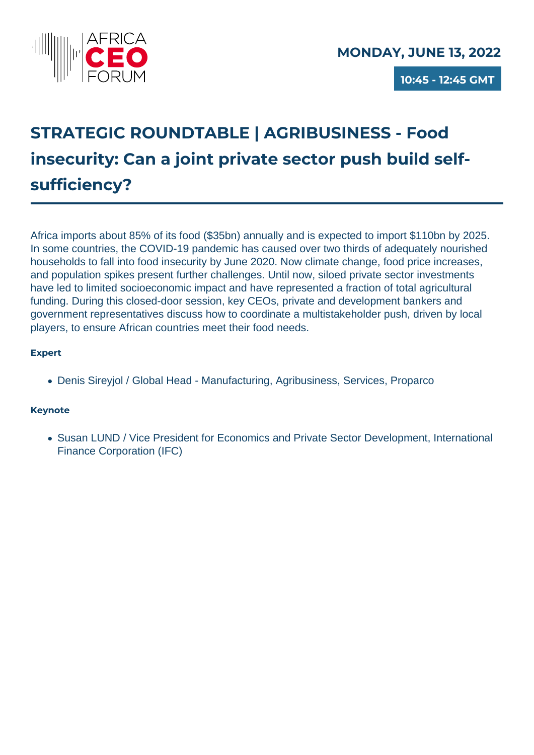**MONDAY, JUNE 13, 2022**

**10:45 - 12:45 GMT**

## STRATEGIC ROUNDTABLE | AGRIBUSINESS - Food insecurity: Can a joint private sector push build self-sufficiency?

Africa imports about 85% of its food ($35bn) annually and is expected to import $110bn by 2025. In some countries, the COVID-19 pandemic has caused over two thirds of adequately nourished households to fall into food insecurity by June 2020. Now climate change, food price increases, and population spikes present further challenges. Until now, siloed private sector investments have led to limited socioeconomic impact and have represented a fraction of total agricultural funding. During this closed-door session, key CEOs, private and development bankers and government representatives discuss how to coordinate a multistakeholder push, driven by local players, to ensure African countries meet their food needs.

**Expert**

- Denis Sireyjol / Global Head - Manufacturing, Agribusiness, Services, Proparco

**Keynote**

- Susan LUND / Vice President for Economics and Private Sector Development, International Finance Corporation (IFC)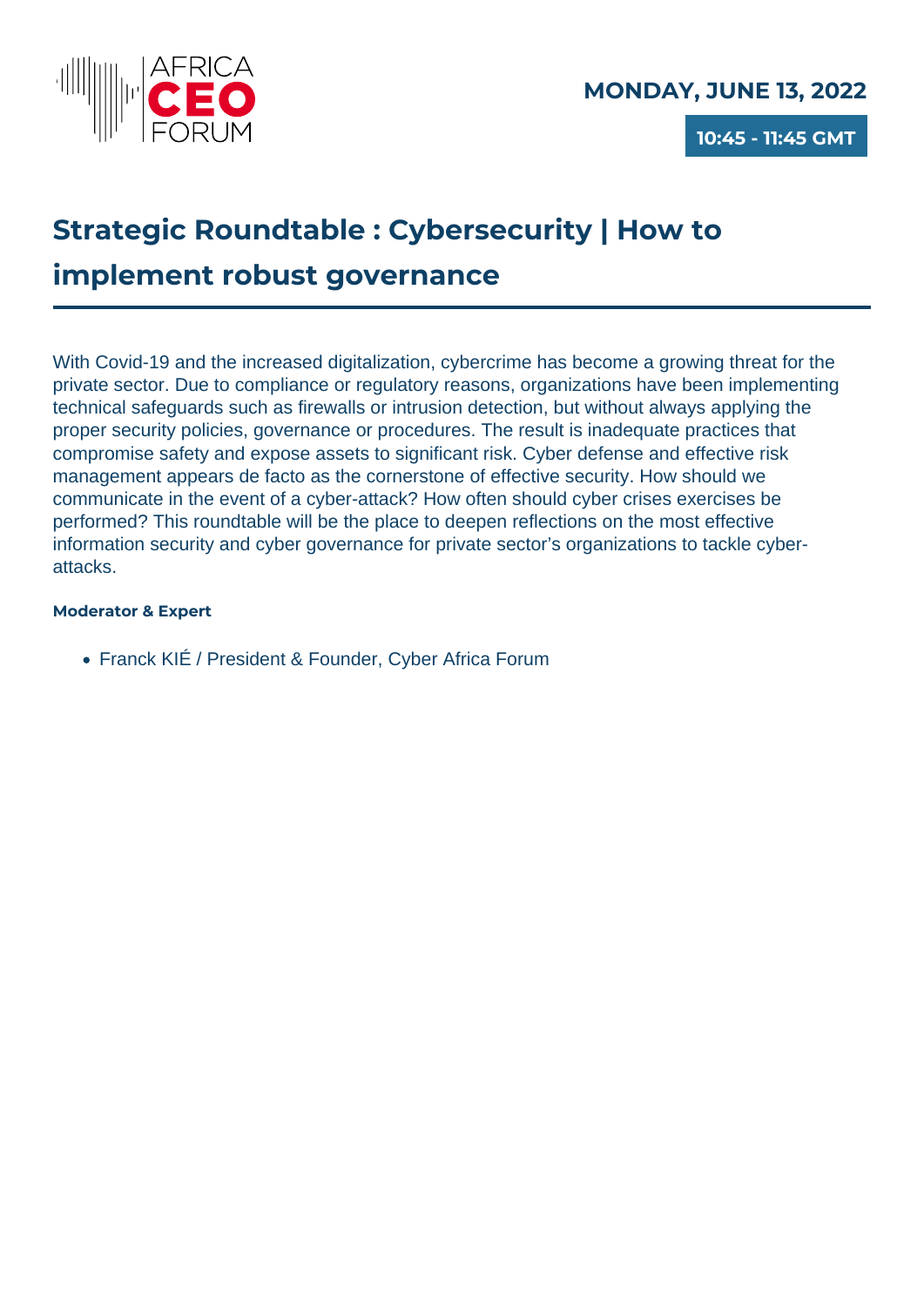**MONDAY, JUNE 13, 2022**

**10:45 - 11:45 GMT**

## Strategic Roundtable : Cybersecurity | How to implement robust governance

With Covid-19 and the increased digitalization, cybercrime has become a growing threat for the private sector. Due to compliance or regulatory reasons, organizations have been implementing technical safeguards such as firewalls or intrusion detection, but without always applying the proper security policies, governance or procedures. The result is inadequate practices that compromise safety and expose assets to significant risk. Cyber defense and effective risk management appears de facto as the cornerstone of effective security. How should we communicate in the event of a cyber-attack? How often should cyber crises exercises be performed? This roundtable will be the place to deepen reflections on the most effective information security and cyber governance for private sector's organizations to tackle cyber-attacks.

**Moderator & Expert**

- Franck KIÉ / President & Founder, Cyber Africa Forum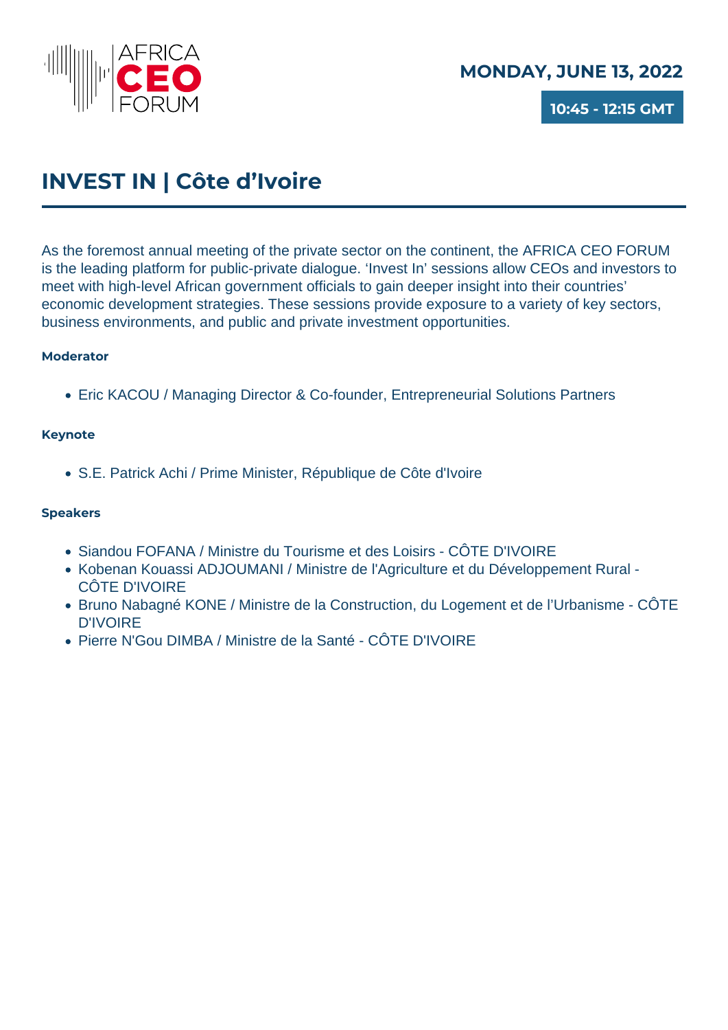AFRICA CEO FORUM

**MONDAY, JUNE 13, 2022**

**10:45 - 12:15 GMT**

# INVEST IN | Côte d’Ivoire

As the foremost annual meeting of the private sector on the continent, the AFRICA CEO FORUM is the leading platform for public-private dialogue. ‘Invest In’ sessions allow CEOs and investors to meet with high-level African government officials to gain deeper insight into their countries’ economic development strategies. These sessions provide exposure to a variety of key sectors, business environments, and public and private investment opportunities.

**Moderator**

- Eric KACOU / Managing Director & Co-founder, Entrepreneurial Solutions Partners

**Keynote**

- S.E. Patrick Achi / Prime Minister, République de Côte d'Ivoire

**Speakers**

- Siandou FOFANA / Ministre du Tourisme et des Loisirs - CÔTE D'IVOIRE
- Kobenan Kouassi ADJOUMANI / Ministre de l'Agriculture et du Développement Rural - CÔTE D'IVOIRE
- Bruno Nabagné KONE / Ministre de la Construction, du Logement et de l’Urbanisme - CÔTE D'IVOIRE
- Pierre N'Gou DIMBA / Ministre de la Santé - CÔTE D'IVOIRE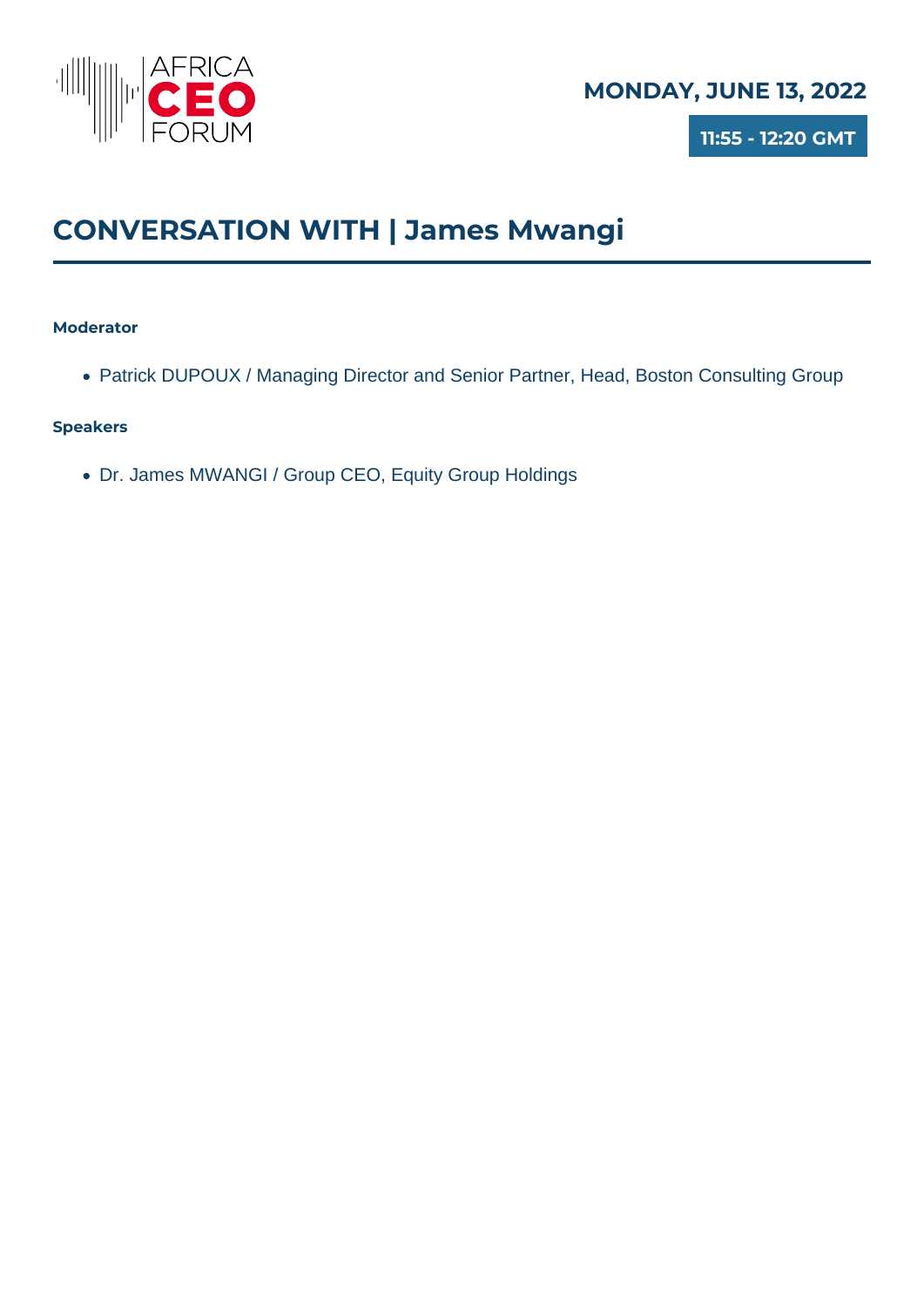**MONDAY, JUNE 13, 2022**

**11:55 - 12:20 GMT**

# CONVERSATION WITH | James Mwangi

**Moderator**

- Patrick DUPOUX / Managing Director and Senior Partner, Head, Boston Consulting Group

**Speakers**

- Dr. James MWANGI / Group CEO, Equity Group Holdings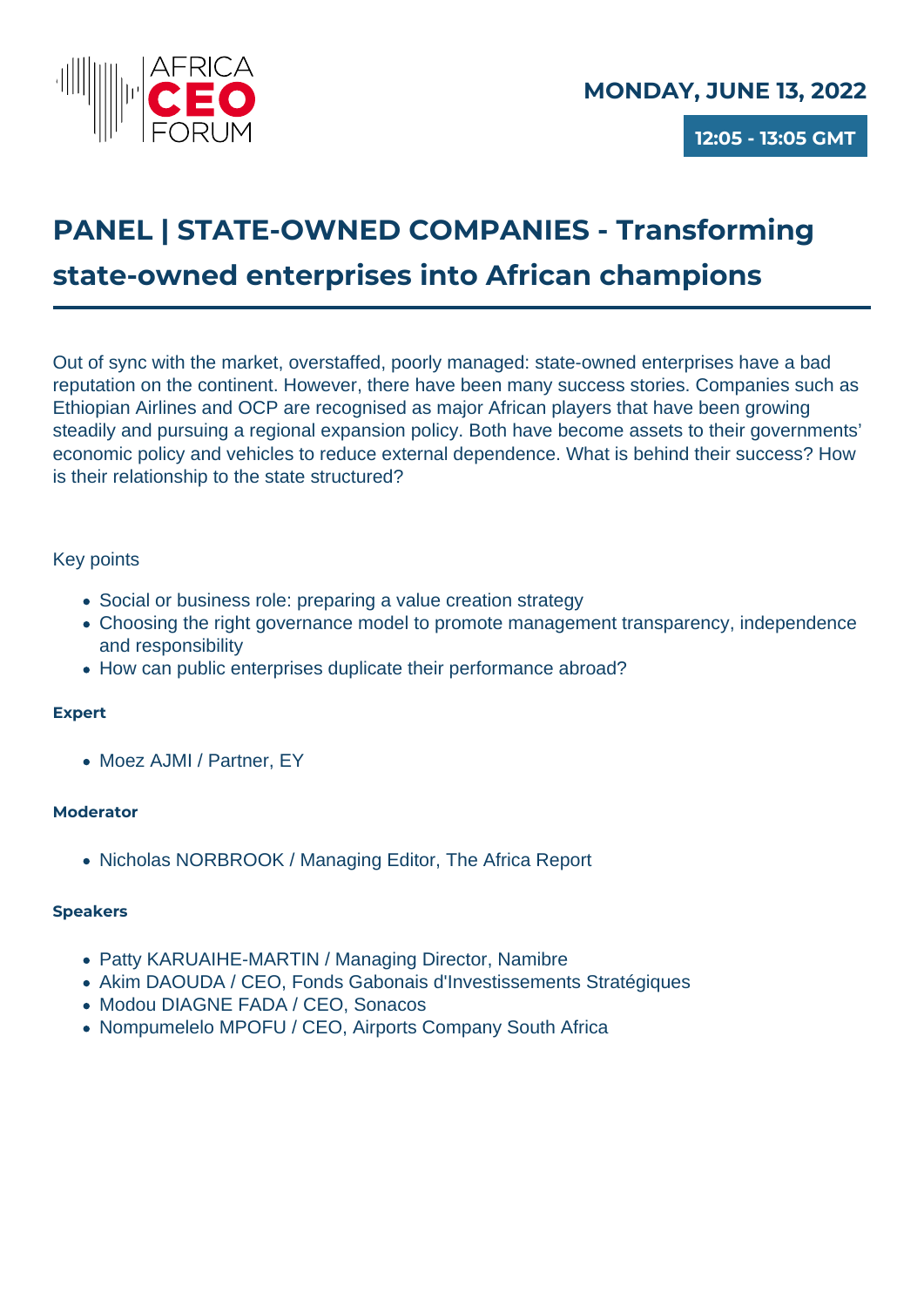**MONDAY, JUNE 13, 2022**

**12:05 - 13:05 GMT**

# PANEL | STATE-OWNED COMPANIES - Transforming state-owned enterprises into African champions

Out of sync with the market, overstaffed, poorly managed: state-owned enterprises have a bad reputation on the continent. However, there have been many success stories. Companies such as Ethiopian Airlines and OCP are recognised as major African players that have been growing steadily and pursuing a regional expansion policy. Both have become assets to their governments' economic policy and vehicles to reduce external dependence. What is behind their success? How is their relationship to the state structured?

Key points

- Social or business role: preparing a value creation strategy
- Choosing the right governance model to promote management transparency, independence and responsibility
- How can public enterprises duplicate their performance abroad?

**Expert**

- Moez AJMI / Partner, EY

**Moderator**

- Nicholas NORBROOK / Managing Editor, The Africa Report

**Speakers**

- Patty KARUAIHE-MARTIN / Managing Director, Namibre
- Akim DAOUDA / CEO, Fonds Gabonais d'Investissements Stratégiques
- Modou DIAGNE FADA / CEO, Sonacos
- Nompumelelo MPOFU / CEO, Airports Company South Africa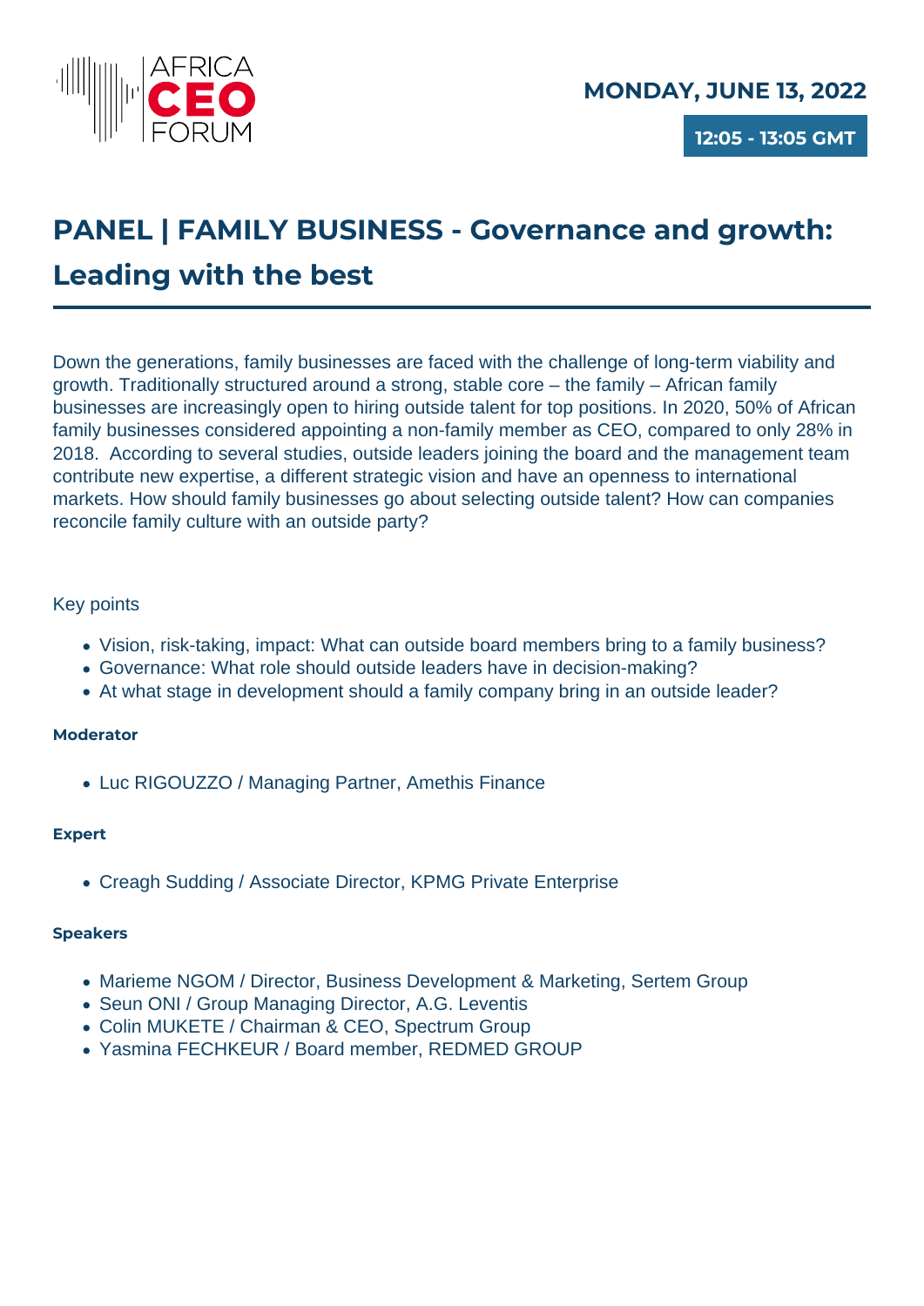AFRICA CEO FORUM

**MONDAY, JUNE 13, 2022**

**12:05 - 13:05 GMT**

# PANEL | FAMILY BUSINESS - Governance and growth: Leading with the best

Down the generations, family businesses are faced with the challenge of long-term viability and growth. Traditionally structured around a strong, stable core – the family – African family businesses are increasingly open to hiring outside talent for top positions. In 2020, 50% of African family businesses considered appointing a non-family member as CEO, compared to only 28% in 2018. According to several studies, outside leaders joining the board and the management team contribute new expertise, a different strategic vision and have an openness to international markets. How should family businesses go about selecting outside talent? How can companies reconcile family culture with an outside party?

Key points

- Vision, risk-taking, impact: What can outside board members bring to a family business?
- Governance: What role should outside leaders have in decision-making?
- At what stage in development should a family company bring in an outside leader?

**Moderator**

- Luc RIGOUZZO / Managing Partner, Amethis Finance

**Expert**

- Creagh Sudding / Associate Director, KPMG Private Enterprise

**Speakers**

- Marieme NGOM / Director, Business Development & Marketing, Sertem Group
- Seun ONI / Group Managing Director, A.G. Leventis
- Colin MUKETE / Chairman & CEO, Spectrum Group
- Yasmina FECHKEUR / Board member, REDMED GROUP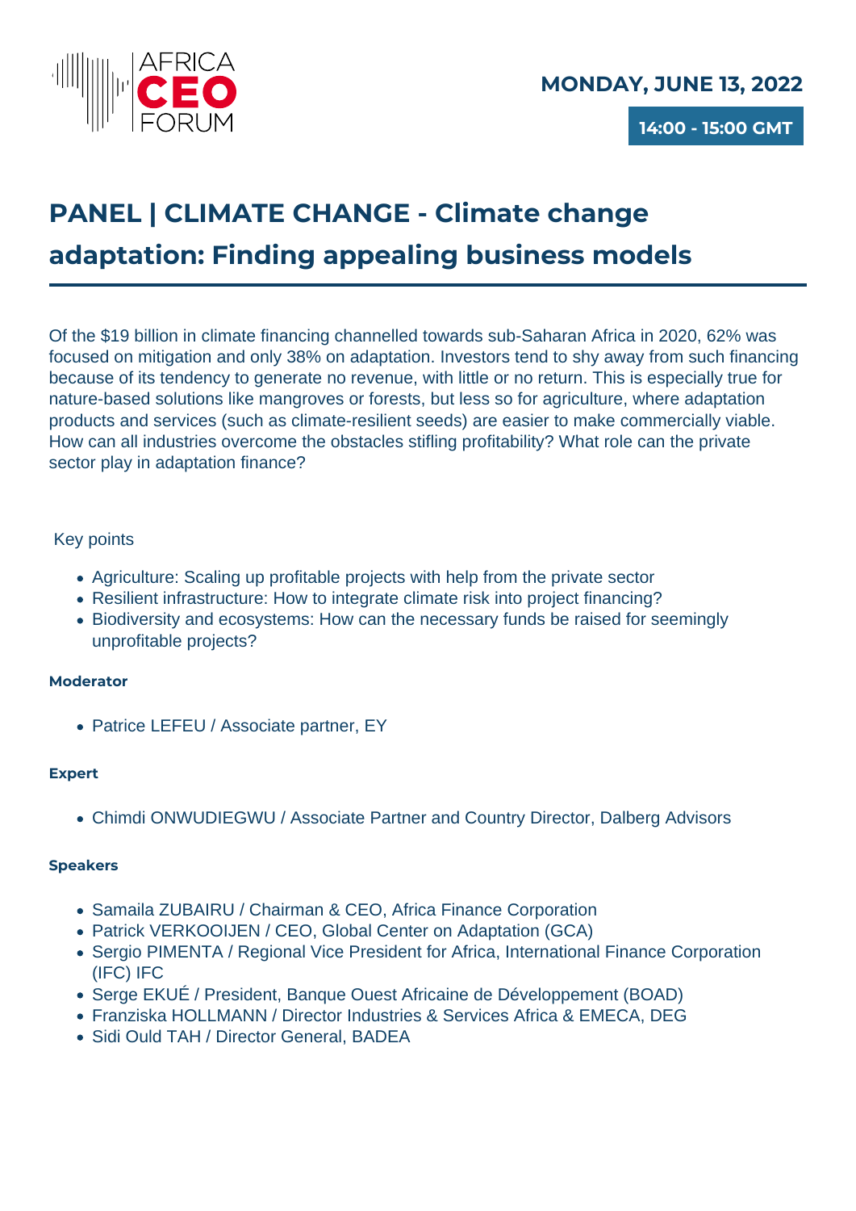AFRICA CEO FORUM

**MONDAY, JUNE 13, 2022**

**14:00 - 15:00 GMT**

# PANEL | CLIMATE CHANGE - Climate change adaptation: Finding appealing business models

Of the $19 billion in climate financing channelled towards sub-Saharan Africa in 2020, 62% was focused on mitigation and only 38% on adaptation. Investors tend to shy away from such financing because of its tendency to generate no revenue, with little or no return. This is especially true for nature-based solutions like mangroves or forests, but less so for agriculture, where adaptation products and services (such as climate-resilient seeds) are easier to make commercially viable. How can all industries overcome the obstacles stifling profitability? What role can the private sector play in adaptation finance?

Key points

- Agriculture: Scaling up profitable projects with help from the private sector
- Resilient infrastructure: How to integrate climate risk into project financing?
- Biodiversity and ecosystems: How can the necessary funds be raised for seemingly unprofitable projects?

**Moderator**

- Patrice LEFEU / Associate partner, EY

**Expert**

- Chimdi ONWUDIEGWU / Associate Partner and Country Director, Dalberg Advisors

**Speakers**

- Samaila ZUBAIRU / Chairman & CEO, Africa Finance Corporation
- Patrick VERKOOIJEN / CEO, Global Center on Adaptation (GCA)
- Sergio PIMENTA / Regional Vice President for Africa, International Finance Corporation (IFC) IFC
- Serge EKUÉ / President, Banque Ouest Africaine de Développement (BOAD)
- Franziska HOLLMANN / Director Industries & Services Africa & EMECA, DEG
- Sidi Ould TAH / Director General, BADEA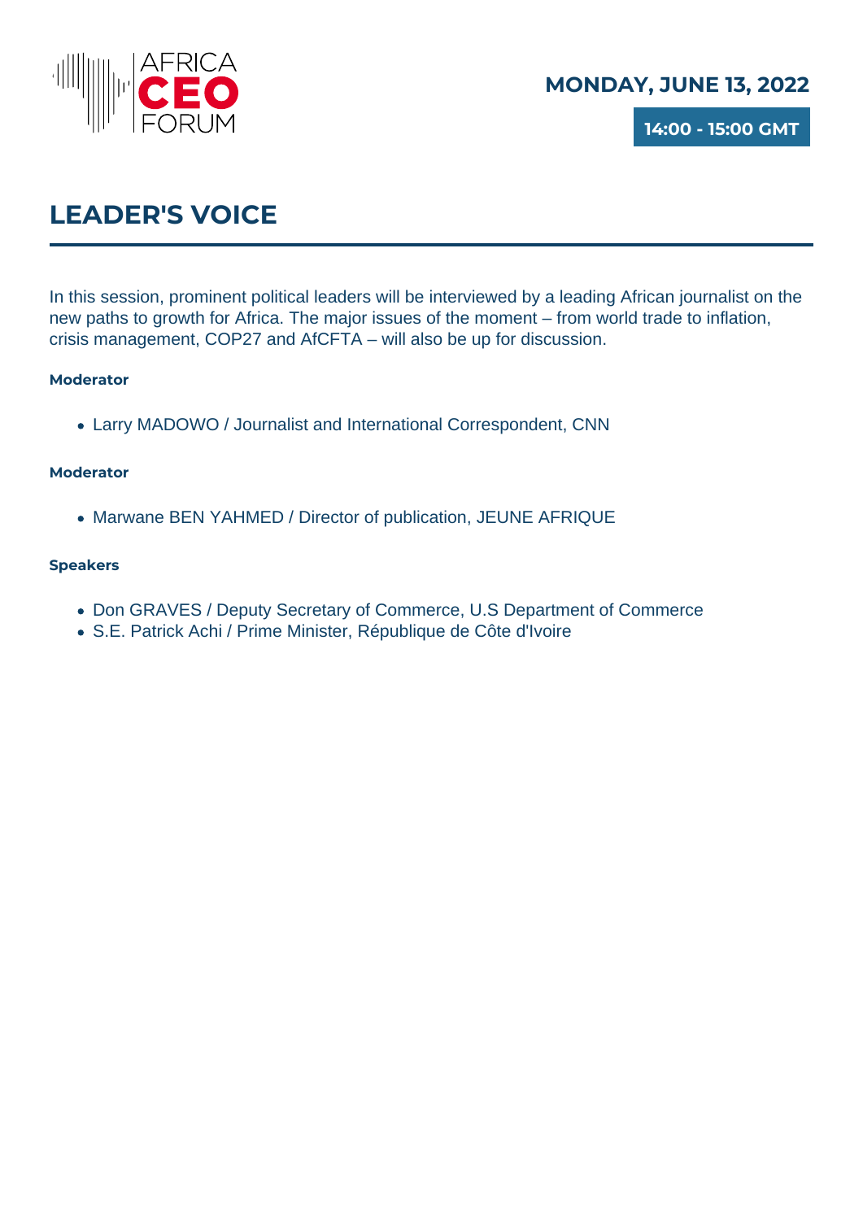**MONDAY, JUNE 13, 2022**

**14:00 - 15:00 GMT**

# LEADER'S VOICE

In this session, prominent political leaders will be interviewed by a leading African journalist on the new paths to growth for Africa. The major issues of the moment – from world trade to inflation, crisis management, COP27 and AfCFTA – will also be up for discussion.

**Moderator**

- Larry MADOWO / Journalist and International Correspondent, CNN

**Moderator**

- Marwane BEN YAHMED / Director of publication, JEUNE AFRIQUE

**Speakers**

- Don GRAVES / Deputy Secretary of Commerce, U.S Department of Commerce
- S.E. Patrick Achi / Prime Minister, République de Côte d'Ivoire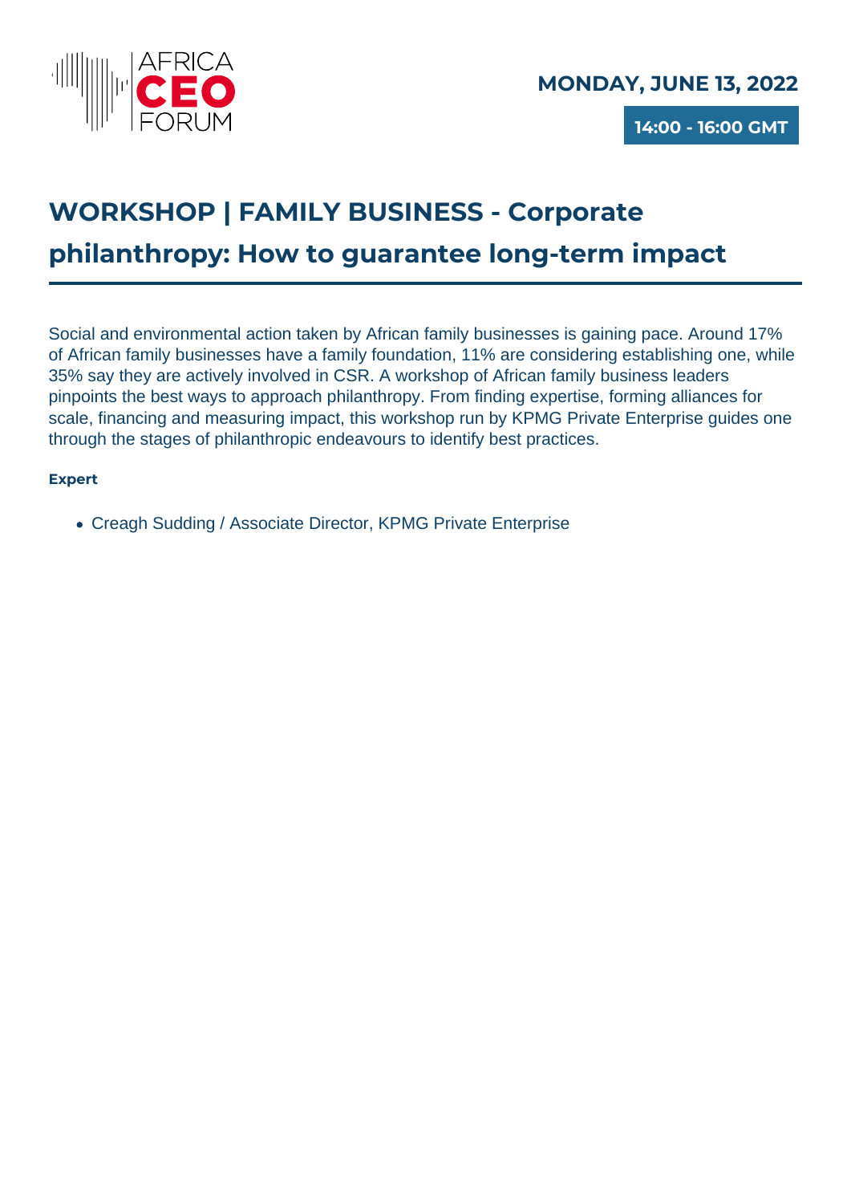**MONDAY, JUNE 13, 2022**

**14:00 - 16:00 GMT**

# WORKSHOP | FAMILY BUSINESS - Corporate philanthropy: How to guarantee long-term impact

Social and environmental action taken by African family businesses is gaining pace. Around 17% of African family businesses have a family foundation, 11% are considering establishing one, while 35% say they are actively involved in CSR. A workshop of African family business leaders pinpoints the best ways to approach philanthropy. From finding expertise, forming alliances for scale, financing and measuring impact, this workshop run by KPMG Private Enterprise guides one through the stages of philanthropic endeavours to identify best practices.

**Expert**

- Creagh Sudding / Associate Director, KPMG Private Enterprise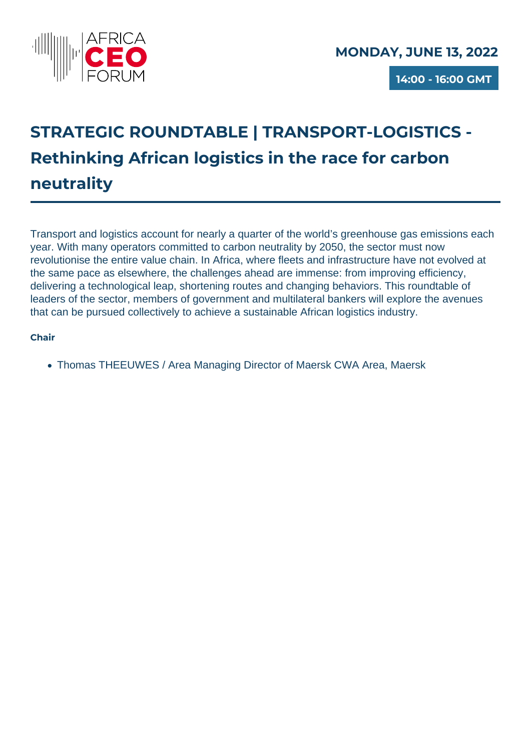**MONDAY, JUNE 13, 2022**

**14:00 - 16:00 GMT**

# STRATEGIC ROUNDTABLE | TRANSPORT-LOGISTICS - Rethinking African logistics in the race for carbon neutrality

Transport and logistics account for nearly a quarter of the world's greenhouse gas emissions each year. With many operators committed to carbon neutrality by 2050, the sector must now revolutionise the entire value chain. In Africa, where fleets and infrastructure have not evolved at the same pace as elsewhere, the challenges ahead are immense: from improving efficiency, delivering a technological leap, shortening routes and changing behaviors. This roundtable of leaders of the sector, members of government and multilateral bankers will explore the avenues that can be pursued collectively to achieve a sustainable African logistics industry.

**Chair**

- Thomas THEEUWES / Area Managing Director of Maersk CWA Area, Maersk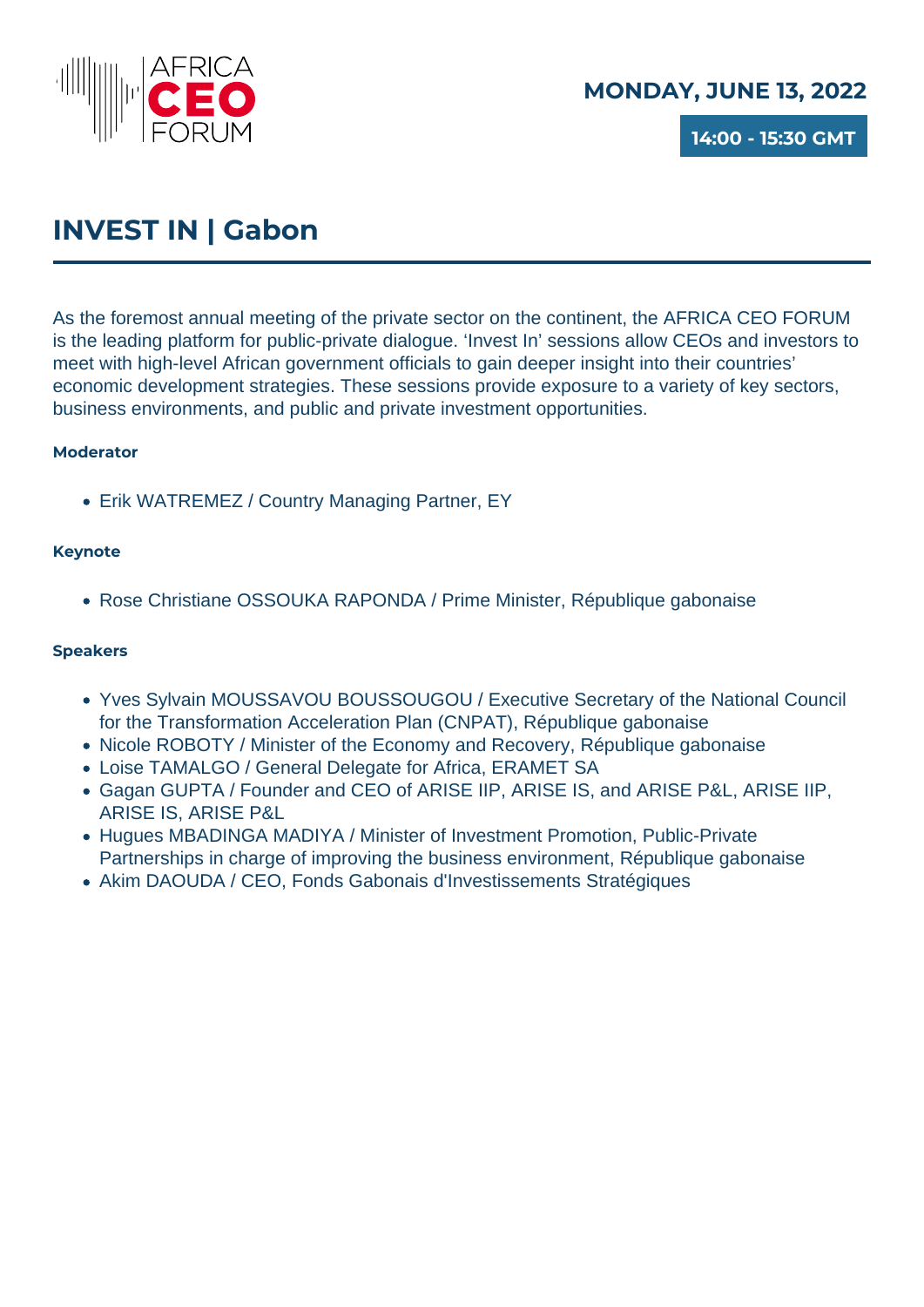AFRICA CEO FORUM

**MONDAY, JUNE 13, 2022**

**14:00 - 15:30 GMT**

# INVEST IN | Gabon

As the foremost annual meeting of the private sector on the continent, the AFRICA CEO FORUM is the leading platform for public-private dialogue. 'Invest In' sessions allow CEOs and investors to meet with high-level African government officials to gain deeper insight into their countries' economic development strategies. These sessions provide exposure to a variety of key sectors, business environments, and public and private investment opportunities.

**Moderator**

- Erik WATREMEZ / Country Managing Partner, EY

**Keynote**

- Rose Christiane OSSOUKA RAPONDA / Prime Minister, République gabonaise

**Speakers**

- Yves Sylvain MOUSSAVOU BOUSSOUGOU / Executive Secretary of the National Council for the Transformation Acceleration Plan (CNPAT), République gabonaise
- Nicole ROBOTY / Minister of the Economy and Recovery, République gabonaise
- Loise TAMALGO / General Delegate for Africa, ERAMET SA
- Gagan GUPTA / Founder and CEO of ARISE IIP, ARISE IS, and ARISE P&L, ARISE IIP, ARISE IS, ARISE P&L
- Hugues MBADINGA MADIYA / Minister of Investment Promotion, Public-Private Partnerships in charge of improving the business environment, République gabonaise
- Akim DAOUDA / CEO, Fonds Gabonais d'Investissements Stratégiques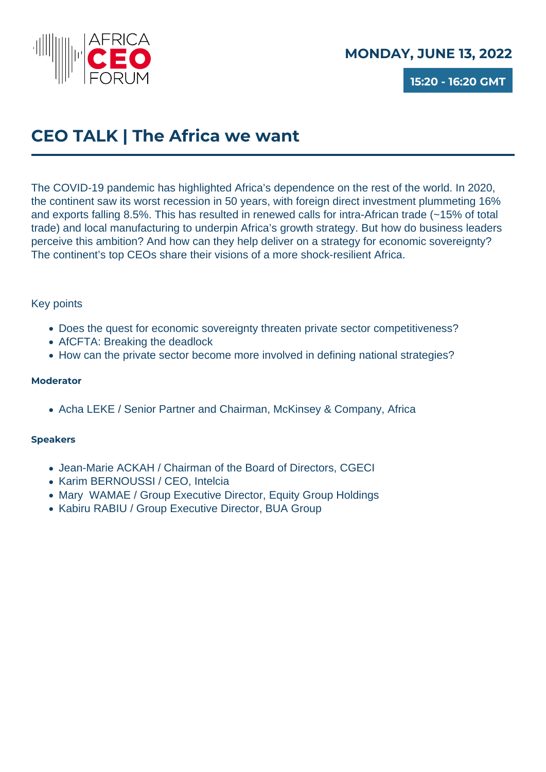AFRICA CEO FORUM

**MONDAY, JUNE 13, 2022**

**15:20 - 16:20 GMT**

# CEO TALK | The Africa we want

The COVID-19 pandemic has highlighted Africa's dependence on the rest of the world. In 2020, the continent saw its worst recession in 50 years, with foreign direct investment plummeting 16% and exports falling 8.5%. This has resulted in renewed calls for intra-African trade (~15% of total trade) and local manufacturing to underpin Africa's growth strategy. But how do business leaders perceive this ambition? And how can they help deliver on a strategy for economic sovereignty? The continent's top CEOs share their visions of a more shock-resilient Africa.

Key points

- Does the quest for economic sovereignty threaten private sector competitiveness?
- AfCFTA: Breaking the deadlock
- How can the private sector become more involved in defining national strategies?

**Moderator**

- Acha LEKE / Senior Partner and Chairman, McKinsey & Company, Africa

**Speakers**

- Jean-Marie ACKAH / Chairman of the Board of Directors, CGECI
- Karim BERNOUSSI / CEO, Intelcia
- Mary WAMAE / Group Executive Director, Equity Group Holdings
- Kabiru RABIU / Group Executive Director, BUA Group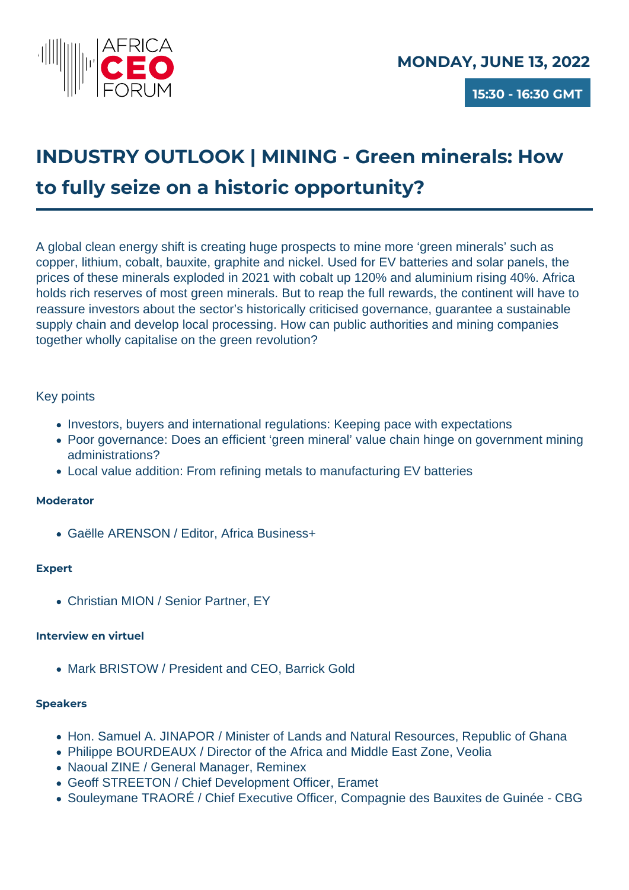AFRICA CEO FORUM

**MONDAY, JUNE 13, 2022**

**15:30 - 16:30 GMT**

# INDUSTRY OUTLOOK | MINING - Green minerals: How to fully seize on a historic opportunity?

A global clean energy shift is creating huge prospects to mine more 'green minerals' such as copper, lithium, cobalt, bauxite, graphite and nickel. Used for EV batteries and solar panels, the prices of these minerals exploded in 2021 with cobalt up 120% and aluminium rising 40%. Africa holds rich reserves of most green minerals. But to reap the full rewards, the continent will have to reassure investors about the sector's historically criticised governance, guarantee a sustainable supply chain and develop local processing. How can public authorities and mining companies together wholly capitalise on the green revolution?

Key points

- Investors, buyers and international regulations: Keeping pace with expectations
- Poor governance: Does an efficient 'green mineral' value chain hinge on government mining administrations?
- Local value addition: From refining metals to manufacturing EV batteries

**Moderator**

- Gaëlle ARENSON / Editor, Africa Business+

**Expert**

- Christian MION / Senior Partner, EY

**Interview en virtuel**

- Mark BRISTOW / President and CEO, Barrick Gold

**Speakers**

- Hon. Samuel A. JINAPOR / Minister of Lands and Natural Resources, Republic of Ghana
- Philippe BOURDEAUX / Director of the Africa and Middle East Zone, Veolia
- Naoual ZINE / General Manager, Reminex
- Geoff STREETON / Chief Development Officer, Eramet
- Souleymane TRAORÉ / Chief Executive Officer, Compagnie des Bauxites de Guinée - CBG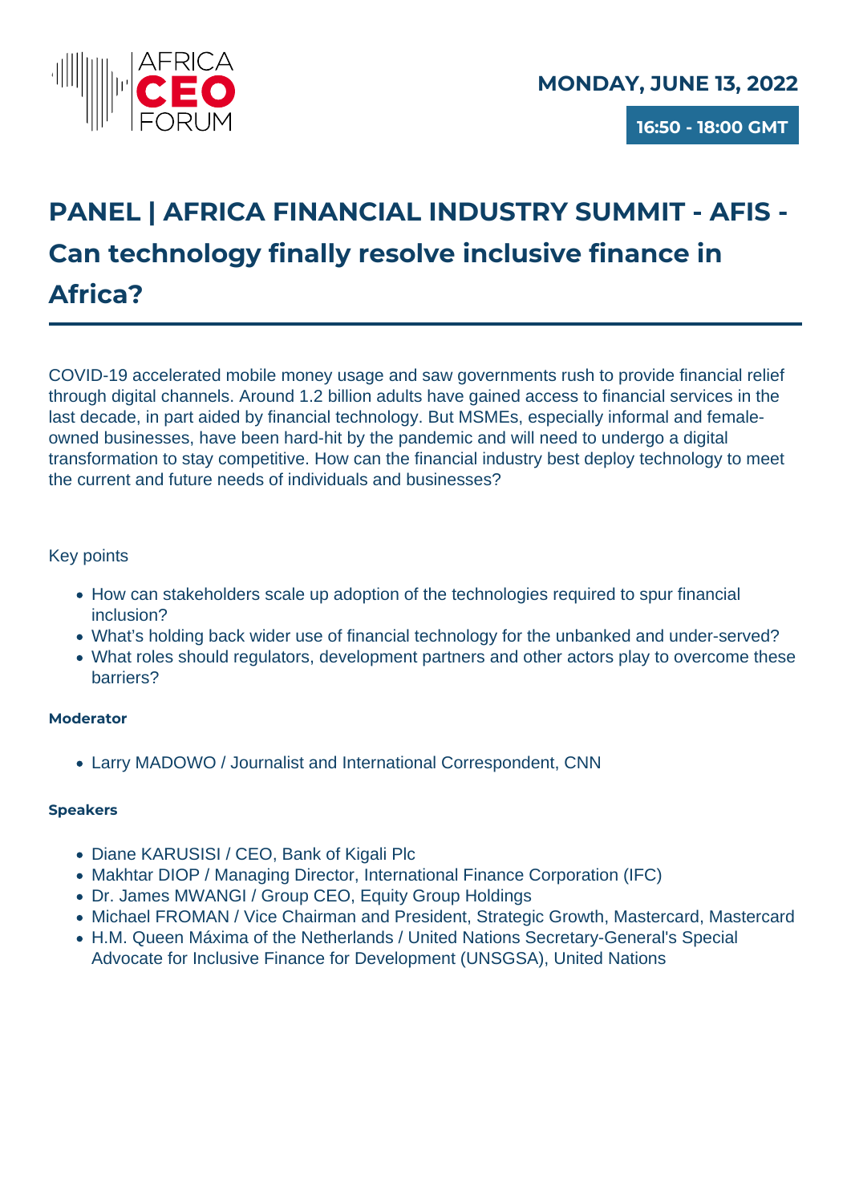AFRICA CEO FORUM

**MONDAY, JUNE 13, 2022**

**16:50 - 18:00 GMT**

# PANEL | AFRICA FINANCIAL INDUSTRY SUMMIT - AFIS - Can technology finally resolve inclusive finance in Africa?

COVID-19 accelerated mobile money usage and saw governments rush to provide financial relief through digital channels. Around 1.2 billion adults have gained access to financial services in the last decade, in part aided by financial technology. But MSMEs, especially informal and female-owned businesses, have been hard-hit by the pandemic and will need to undergo a digital transformation to stay competitive. How can the financial industry best deploy technology to meet the current and future needs of individuals and businesses?

Key points

- How can stakeholders scale up adoption of the technologies required to spur financial inclusion?
- What's holding back wider use of financial technology for the unbanked and under-served?
- What roles should regulators, development partners and other actors play to overcome these barriers?

**Moderator**

- Larry MADOWO / Journalist and International Correspondent, CNN

**Speakers**

- Diane KARUSISI / CEO, Bank of Kigali Plc
- Makhtar DIOP / Managing Director, International Finance Corporation (IFC)
- Dr. James MWANGI / Group CEO, Equity Group Holdings
- Michael FROMAN / Vice Chairman and President, Strategic Growth, Mastercard, Mastercard
- H.M. Queen Máxima of the Netherlands / United Nations Secretary-General's Special Advocate for Inclusive Finance for Development (UNSGSA), United Nations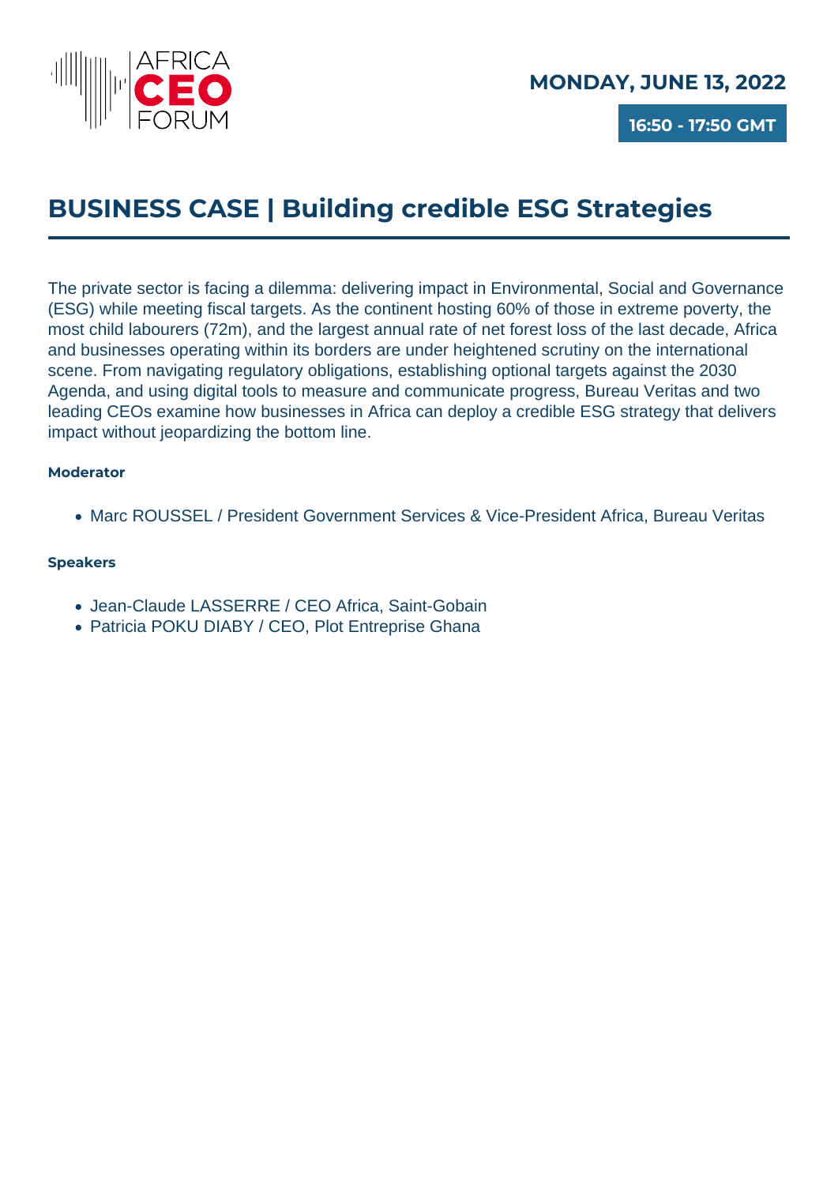**MONDAY, JUNE 13, 2022**

**16:50 - 17:50 GMT**

## BUSINESS CASE | Building credible ESG Strategies

The private sector is facing a dilemma: delivering impact in Environmental, Social and Governance (ESG) while meeting fiscal targets. As the continent hosting 60% of those in extreme poverty, the most child labourers (72m), and the largest annual rate of net forest loss of the last decade, Africa and businesses operating within its borders are under heightened scrutiny on the international scene. From navigating regulatory obligations, establishing optional targets against the 2030 Agenda, and using digital tools to measure and communicate progress, Bureau Veritas and two leading CEOs examine how businesses in Africa can deploy a credible ESG strategy that delivers impact without jeopardizing the bottom line.

**Moderator**

- Marc ROUSSEL / President Government Services & Vice-President Africa, Bureau Veritas

**Speakers**

- Jean-Claude LASSERRE / CEO Africa, Saint-Gobain
- Patricia POKU DIABY / CEO, Plot Entreprise Ghana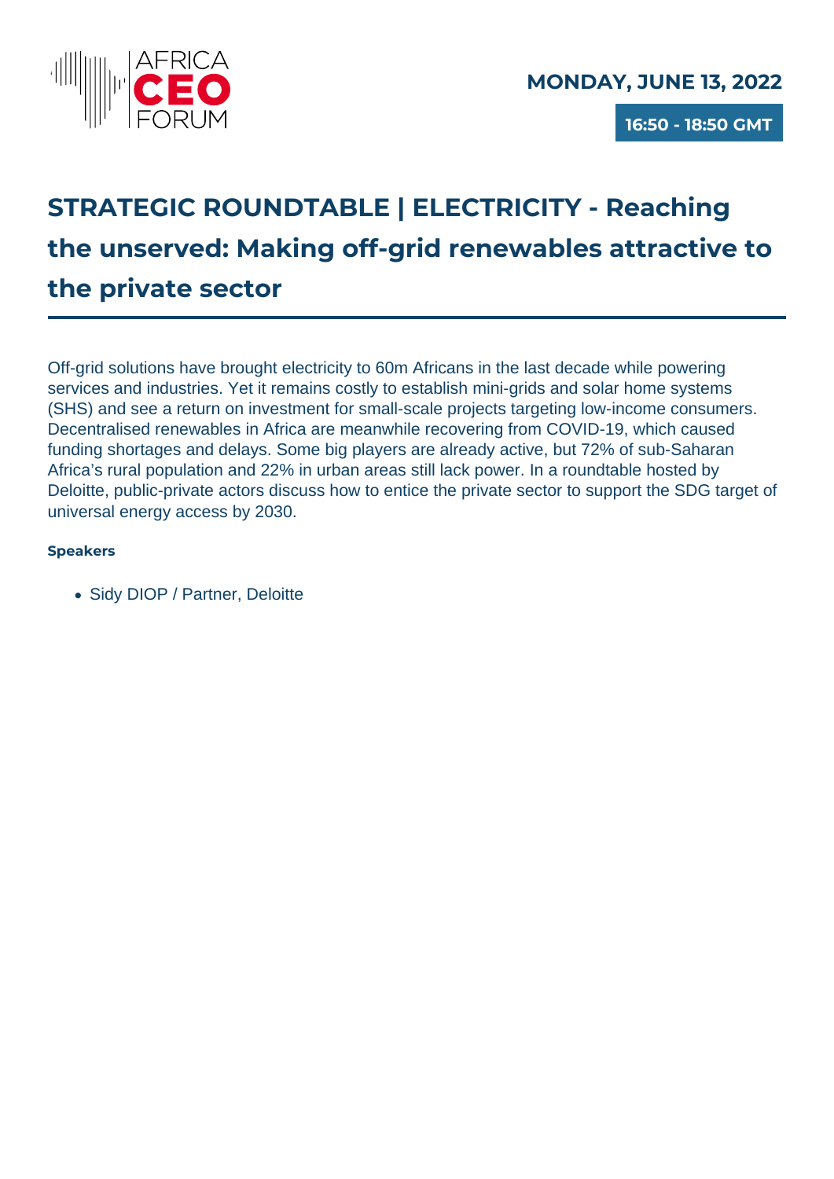**MONDAY, JUNE 13, 2022**

**16:50 - 18:50 GMT**

# STRATEGIC ROUNDTABLE | ELECTRICITY - Reaching the unserved: Making off-grid renewables attractive to the private sector

Off-grid solutions have brought electricity to 60m Africans in the last decade while powering services and industries. Yet it remains costly to establish mini-grids and solar home systems (SHS) and see a return on investment for small-scale projects targeting low-income consumers. Decentralised renewables in Africa are meanwhile recovering from COVID-19, which caused funding shortages and delays. Some big players are already active, but 72% of sub-Saharan Africa's rural population and 22% in urban areas still lack power. In a roundtable hosted by Deloitte, public-private actors discuss how to entice the private sector to support the SDG target of universal energy access by 2030.

**Speakers**

- Sidy DIOP / Partner, Deloitte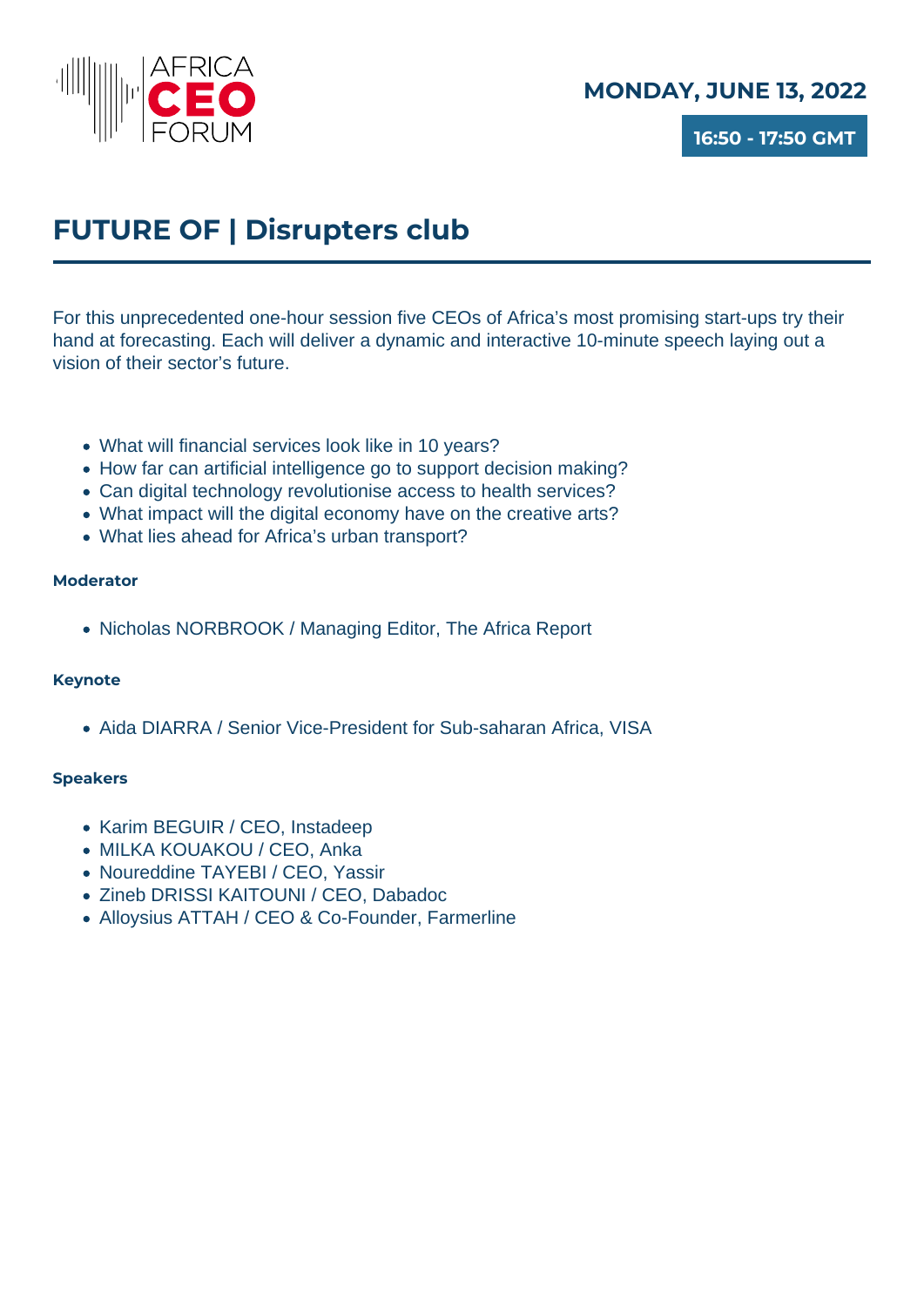AFRICA CEO FORUM

**MONDAY, JUNE 13, 2022**

**16:50 - 17:50 GMT**

# FUTURE OF | Disrupters club

For this unprecedented one-hour session five CEOs of Africa's most promising start-ups try their hand at forecasting. Each will deliver a dynamic and interactive 10-minute speech laying out a vision of their sector's future.

- What will financial services look like in 10 years?
- How far can artificial intelligence go to support decision making?
- Can digital technology revolutionise access to health services?
- What impact will the digital economy have on the creative arts?
- What lies ahead for Africa's urban transport?

#### Moderator

- Nicholas NORBROOK / Managing Editor, The Africa Report

#### Keynote

- Aida DIARRA / Senior Vice-President for Sub-saharan Africa, VISA

#### Speakers

- Karim BEGUIR / CEO, Instadeep
- MILKA KOUAKOU / CEO, Anka
- Noureddine TAYEBI / CEO, Yassir
- Zineb DRISSI KAITOUNI / CEO, Dabadoc
- Alloysius ATTAH / CEO & Co-Founder, Farmerline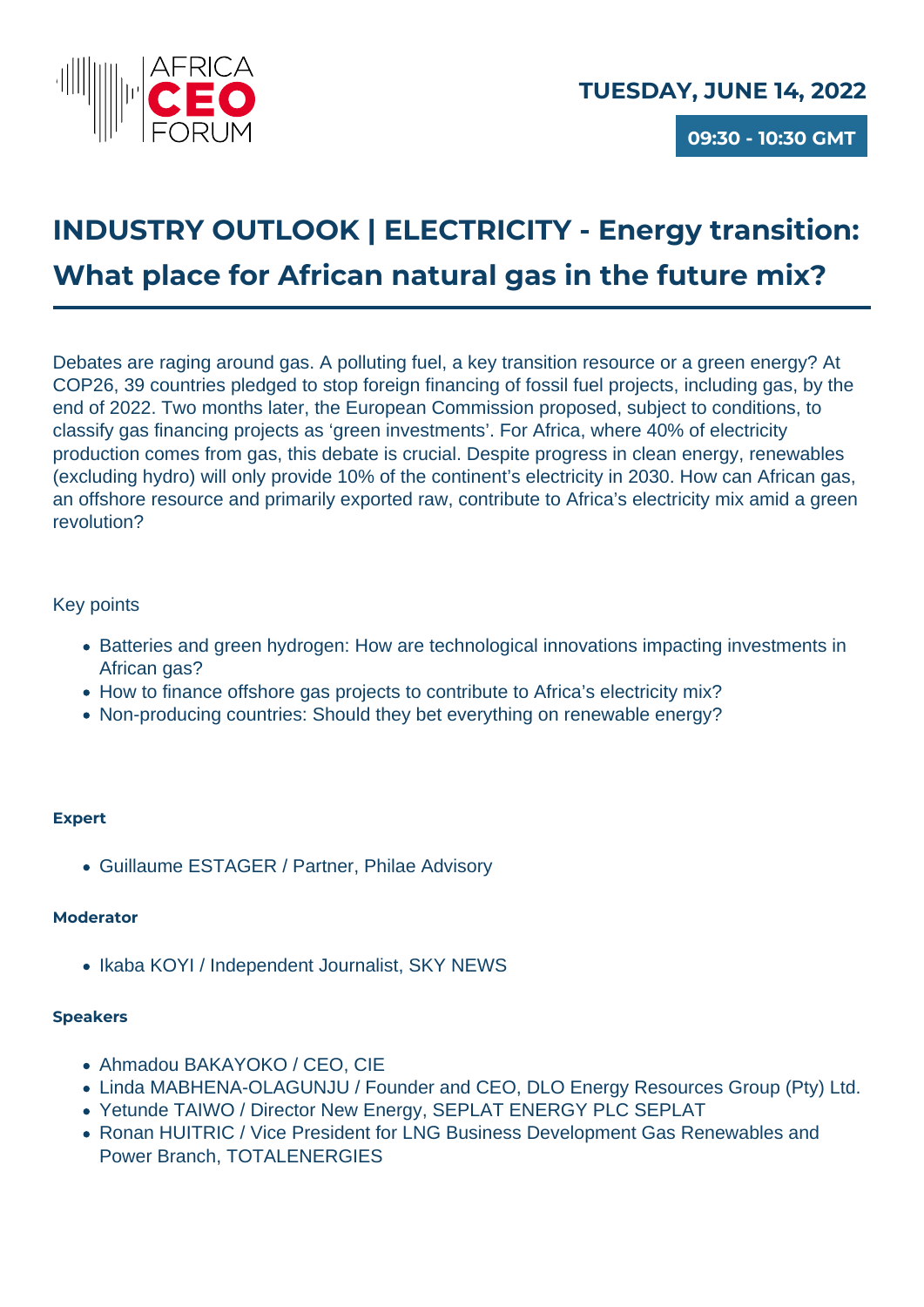AFRICA **CEO** FORUM

**TUESDAY, JUNE 14, 2022**

**09:30 - 10:30 GMT**

# INDUSTRY OUTLOOK | ELECTRICITY - Energy transition: What place for African natural gas in the future mix?

Debates are raging around gas. A polluting fuel, a key transition resource or a green energy? At COP26, 39 countries pledged to stop foreign financing of fossil fuel projects, including gas, by the end of 2022. Two months later, the European Commission proposed, subject to conditions, to classify gas financing projects as 'green investments'. For Africa, where 40% of electricity production comes from gas, this debate is crucial. Despite progress in clean energy, renewables (excluding hydro) will only provide 10% of the continent's electricity in 2030. How can African gas, an offshore resource and primarily exported raw, contribute to Africa's electricity mix amid a green revolution?

Key points

- Batteries and green hydrogen: How are technological innovations impacting investments in African gas?
- How to finance offshore gas projects to contribute to Africa's electricity mix?
- Non-producing countries: Should they bet everything on renewable energy?

**Expert**

- Guillaume ESTAGER / Partner, Philae Advisory

**Moderator**

- Ikaba KOYI / Independent Journalist, SKY NEWS

**Speakers**

- Ahmadou BAKAYOKO / CEO, CIE
- Linda MABHENA-OLAGUNJU / Founder and CEO, DLO Energy Resources Group (Pty) Ltd.
- Yetunde TAIWO / Director New Energy, SEPLAT ENERGY PLC SEPLAT
- Ronan HUITRIC / Vice President for LNG Business Development Gas Renewables and Power Branch, TOTALENERGIES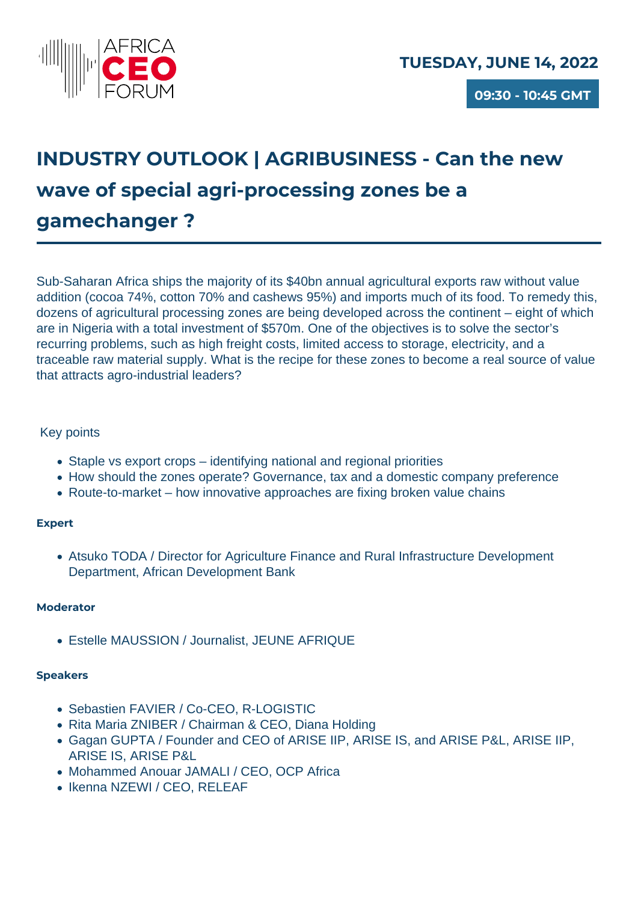AFRICA CEO FORUM

**TUESDAY, JUNE 14, 2022**

**09:30 - 10:45 GMT**

# INDUSTRY OUTLOOK | AGRIBUSINESS - Can the new wave of special agri-processing zones be a gamechanger ?

Sub-Saharan Africa ships the majority of its $40bn annual agricultural exports raw without value addition (cocoa 74%, cotton 70% and cashews 95%) and imports much of its food. To remedy this, dozens of agricultural processing zones are being developed across the continent – eight of which are in Nigeria with a total investment of $570m. One of the objectives is to solve the sector's recurring problems, such as high freight costs, limited access to storage, electricity, and a traceable raw material supply. What is the recipe for these zones to become a real source of value that attracts agro-industrial leaders?

Key points

- Staple vs export crops – identifying national and regional priorities
- How should the zones operate? Governance, tax and a domestic company preference
- Route-to-market – how innovative approaches are fixing broken value chains

**Expert**

- Atsuko TODA / Director for Agriculture Finance and Rural Infrastructure Development Department, African Development Bank

**Moderator**

- Estelle MAUSSION / Journalist, JEUNE AFRIQUE

**Speakers**

- Sebastien FAVIER / Co-CEO, R-LOGISTIC
- Rita Maria ZNIBER / Chairman & CEO, Diana Holding
- Gagan GUPTA / Founder and CEO of ARISE IIP, ARISE IS, and ARISE P&L, ARISE IIP, ARISE IS, ARISE P&L
- Mohammed Anouar JAMALI / CEO, OCP Africa
- Ikenna NZEWI / CEO, RELEAF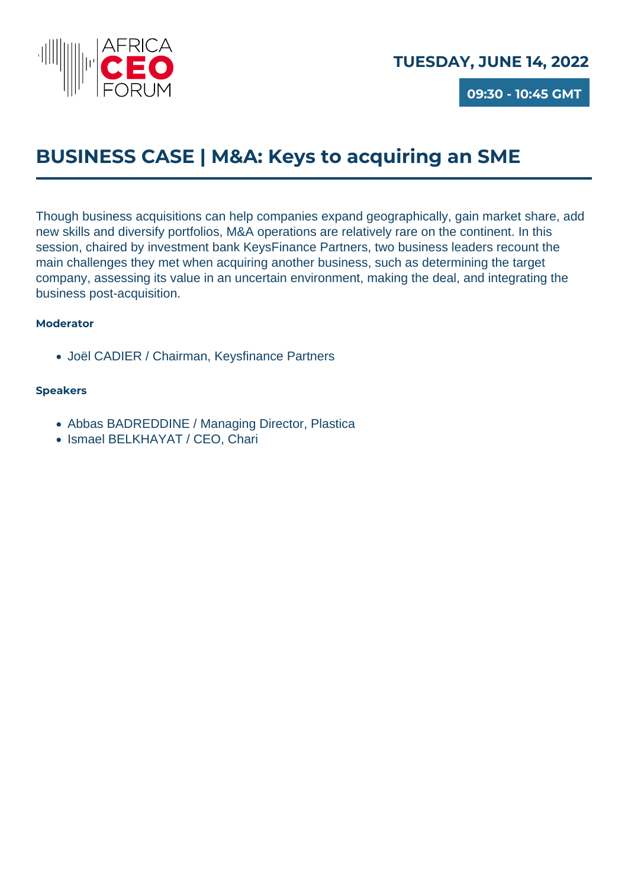AFRICA CEO FORUM

**TUESDAY, JUNE 14, 2022**

**09:30 - 10:45 GMT**

# BUSINESS CASE | M&A: Keys to acquiring an SME

Though business acquisitions can help companies expand geographically, gain market share, add new skills and diversify portfolios, M&A operations are relatively rare on the continent. In this session, chaired by investment bank KeysFinance Partners, two business leaders recount the main challenges they met when acquiring another business, such as determining the target company, assessing its value in an uncertain environment, making the deal, and integrating the business post-acquisition.

**Moderator**

- Joël CADIER / Chairman, Keysfinance Partners

**Speakers**

- Abbas BADREDDINE / Managing Director, Plastica
- Ismael BELKHAYAT / CEO, Chari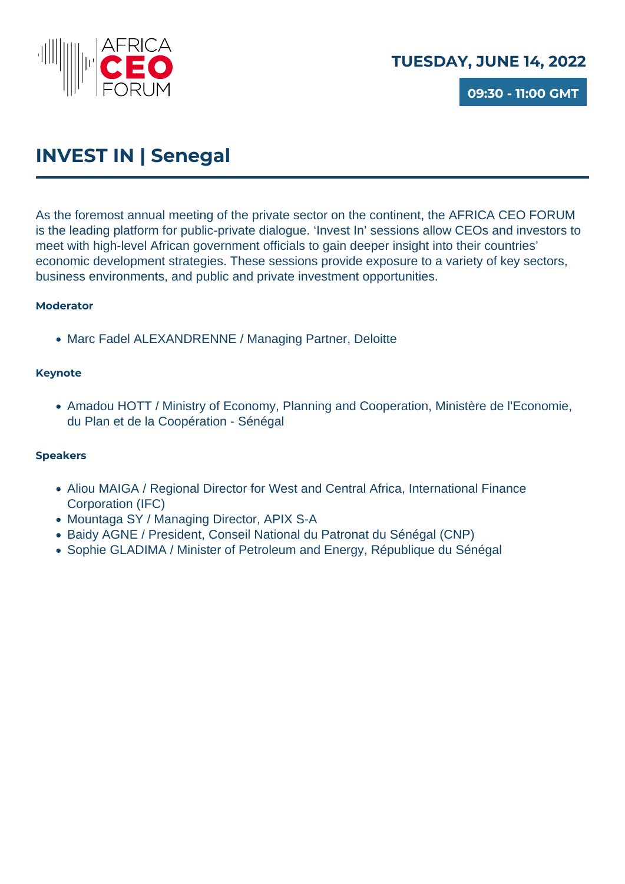AFRICA CEO FORUM

**TUESDAY, JUNE 14, 2022**

**09:30 - 11:00 GMT**

# INVEST IN | Senegal

As the foremost annual meeting of the private sector on the continent, the AFRICA CEO FORUM is the leading platform for public-private dialogue. 'Invest In' sessions allow CEOs and investors to meet with high-level African government officials to gain deeper insight into their countries' economic development strategies. These sessions provide exposure to a variety of key sectors, business environments, and public and private investment opportunities.

**Moderator**

- Marc Fadel ALEXANDRENNE / Managing Partner, Deloitte

**Keynote**

- Amadou HOTT / Ministry of Economy, Planning and Cooperation, Ministère de l'Economie, du Plan et de la Coopération - Sénégal

**Speakers**

- Aliou MAIGA / Regional Director for West and Central Africa, International Finance Corporation (IFC)
- Mountaga SY / Managing Director, APIX S-A
- Baidy AGNE / President, Conseil National du Patronat du Sénégal (CNP)
- Sophie GLADIMA / Minister of Petroleum and Energy, République du Sénégal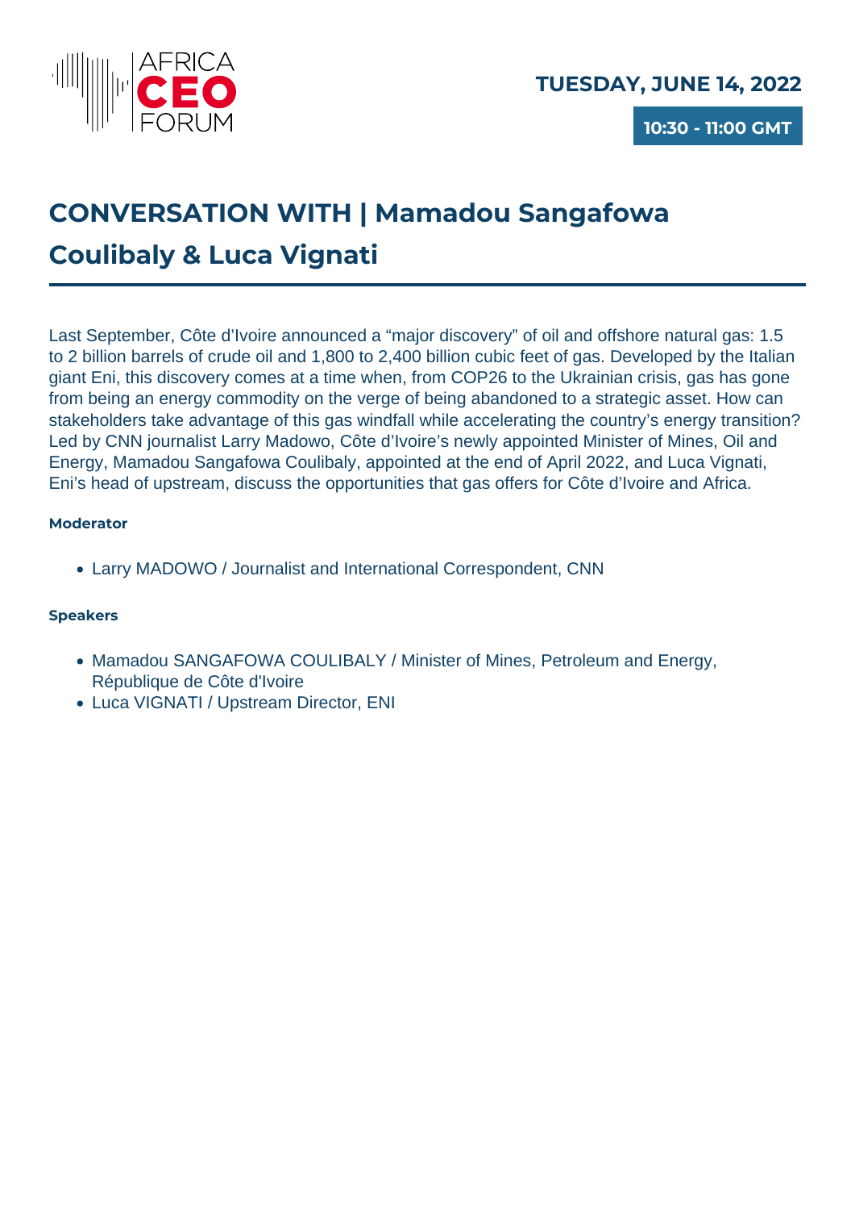**TUESDAY, JUNE 14, 2022**

**10:30 - 11:00 GMT**

# CONVERSATION WITH | Mamadou Sangafowa Coulibaly & Luca Vignati

Last September, Côte d'Ivoire announced a "major discovery" of oil and offshore natural gas: 1.5 to 2 billion barrels of crude oil and 1,800 to 2,400 billion cubic feet of gas. Developed by the Italian giant Eni, this discovery comes at a time when, from COP26 to the Ukrainian crisis, gas has gone from being an energy commodity on the verge of being abandoned to a strategic asset. How can stakeholders take advantage of this gas windfall while accelerating the country's energy transition? Led by CNN journalist Larry Madowo, Côte d'Ivoire's newly appointed Minister of Mines, Oil and Energy, Mamadou Sangafowa Coulibaly, appointed at the end of April 2022, and Luca Vignati, Eni's head of upstream, discuss the opportunities that gas offers for Côte d'Ivoire and Africa.

**Moderator**

- Larry MADOWO / Journalist and International Correspondent, CNN

**Speakers**

- Mamadou SANGAFOWA COULIBALY / Minister of Mines, Petroleum and Energy, République de Côte d'Ivoire
- Luca VIGNATI / Upstream Director, ENI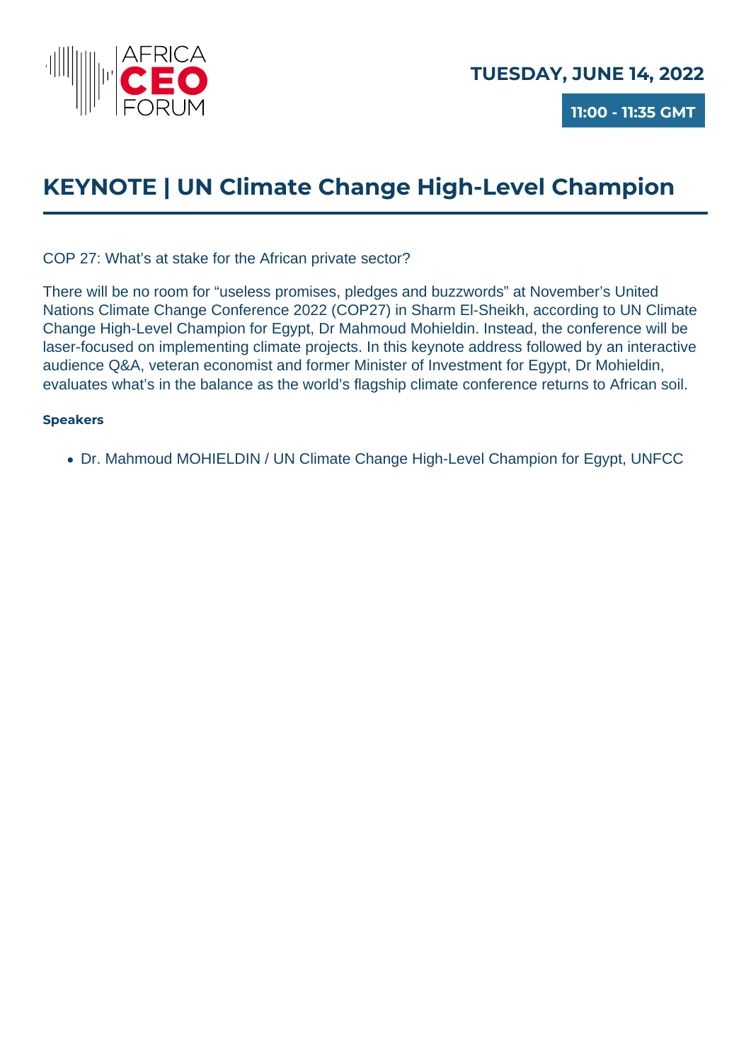**TUESDAY, JUNE 14, 2022**

**11:00 - 11:35 GMT**

# KEYNOTE | UN Climate Change High-Level Champion

COP 27: What’s at stake for the African private sector?

There will be no room for “useless promises, pledges and buzzwords” at November’s United Nations Climate Change Conference 2022 (COP27) in Sharm El-Sheikh, according to UN Climate Change High-Level Champion for Egypt, Dr Mahmoud Mohieldin. Instead, the conference will be laser-focused on implementing climate projects. In this keynote address followed by an interactive audience Q&A, veteran economist and former Minister of Investment for Egypt, Dr Mohieldin, evaluates what’s in the balance as the world’s flagship climate conference returns to African soil.

**Speakers**

- Dr. Mahmoud MOHIELDIN / UN Climate Change High-Level Champion for Egypt, UNFCC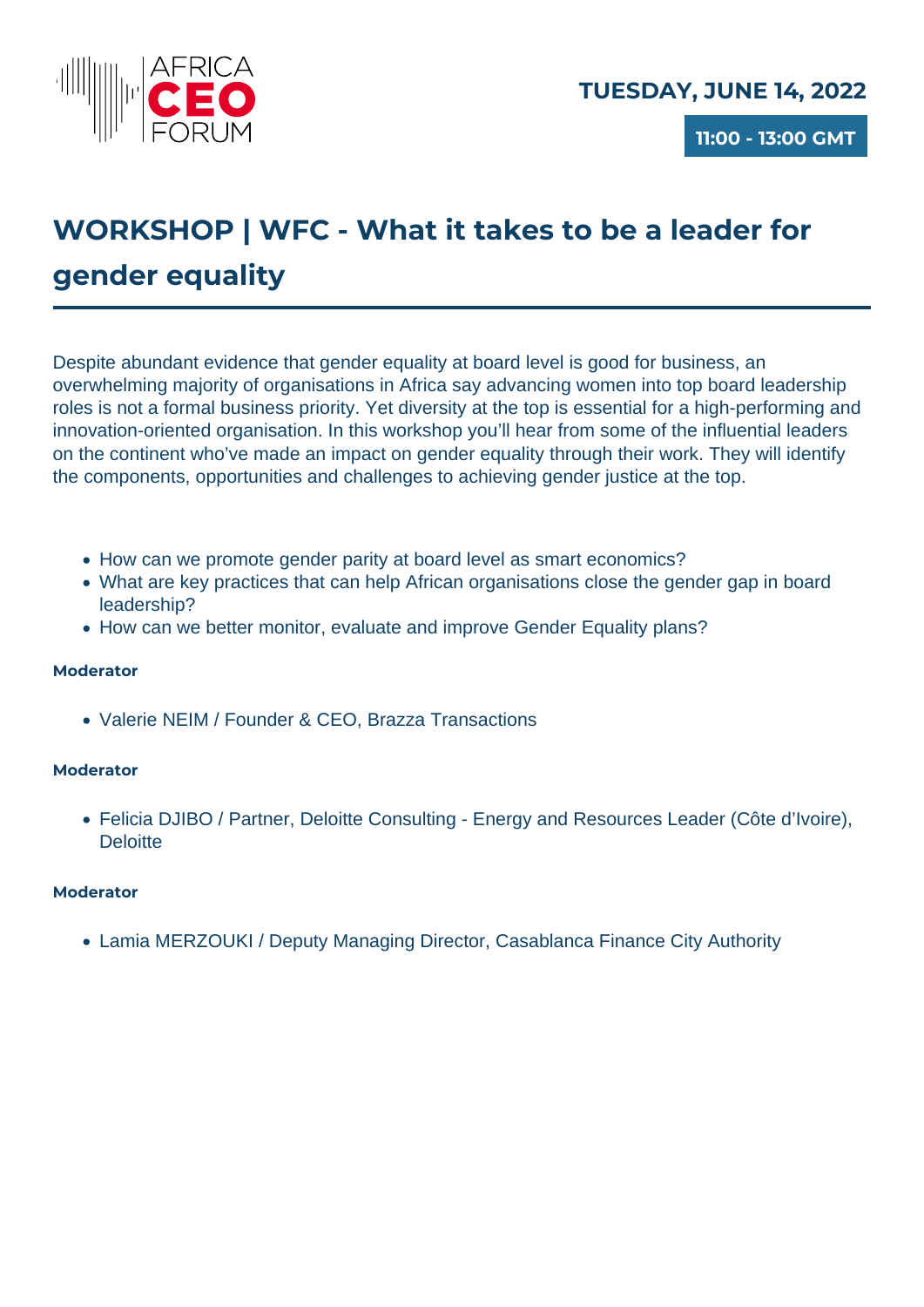TUESDAY, JUNE 14, 2022

11:00 - 13:00 GMT

## WORKSHOP | WFC - What it takes to be a leader for gender equality

Despite abundant evidence that gender equality at board level is good for business, an overwhelming majority of organisations in Africa say advancing women into top board leadership roles is not a formal business priority. Yet diversity at the top is essential for a high-performing and innovation-oriented organisation. In this workshop you'll hear from some of the influential leaders on the continent who've made an impact on gender equality through their work. They will identify the components, opportunities and challenges to achieving gender justice at the top.

- How can we promote gender parity at board level as smart economics?
- What are key practices that can help African organisations close the gender gap in board leadership?
- How can we better monitor, evaluate and improve Gender Equality plans?

**Moderator**

- Valerie NEIM / Founder & CEO, Brazza Transactions

**Moderator**

- Felicia DJIBO / Partner, Deloitte Consulting - Energy and Resources Leader (Côte d'Ivoire), Deloitte

**Moderator**

- Lamia MERZOUKI / Deputy Managing Director, Casablanca Finance City Authority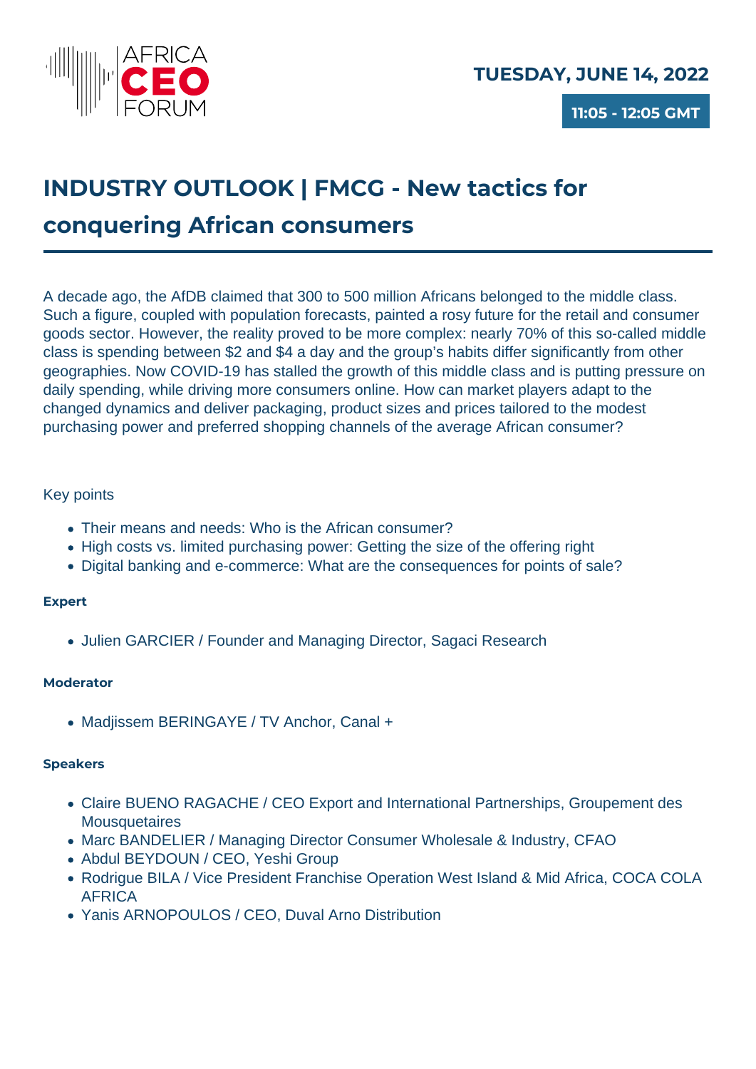**TUESDAY, JUNE 14, 2022**

**11:05 - 12:05 GMT**

# INDUSTRY OUTLOOK | FMCG - New tactics for conquering African consumers

A decade ago, the AfDB claimed that 300 to 500 million Africans belonged to the middle class. Such a figure, coupled with population forecasts, painted a rosy future for the retail and consumer goods sector. However, the reality proved to be more complex: nearly 70% of this so-called middle class is spending between $2 and $4 a day and the group's habits differ significantly from other geographies. Now COVID-19 has stalled the growth of this middle class and is putting pressure on daily spending, while driving more consumers online. How can market players adapt to the changed dynamics and deliver packaging, product sizes and prices tailored to the modest purchasing power and preferred shopping channels of the average African consumer?

Key points

- Their means and needs: Who is the African consumer?
- High costs vs. limited purchasing power: Getting the size of the offering right
- Digital banking and e-commerce: What are the consequences for points of sale?

**Expert**

- Julien GARCIER / Founder and Managing Director, Sagaci Research

**Moderator**

- Madjissem BERINGAYE / TV Anchor, Canal +

**Speakers**

- Claire BUENO RAGACHE / CEO Export and International Partnerships, Groupement des Mousquetaires
- Marc BANDELIER / Managing Director Consumer Wholesale & Industry, CFAO
- Abdul BEYDOUN / CEO, Yeshi Group
- Rodrigue BILA / Vice President Franchise Operation West Island & Mid Africa, COCA COLA AFRICA
- Yanis ARNOPOULOS / CEO, Duval Arno Distribution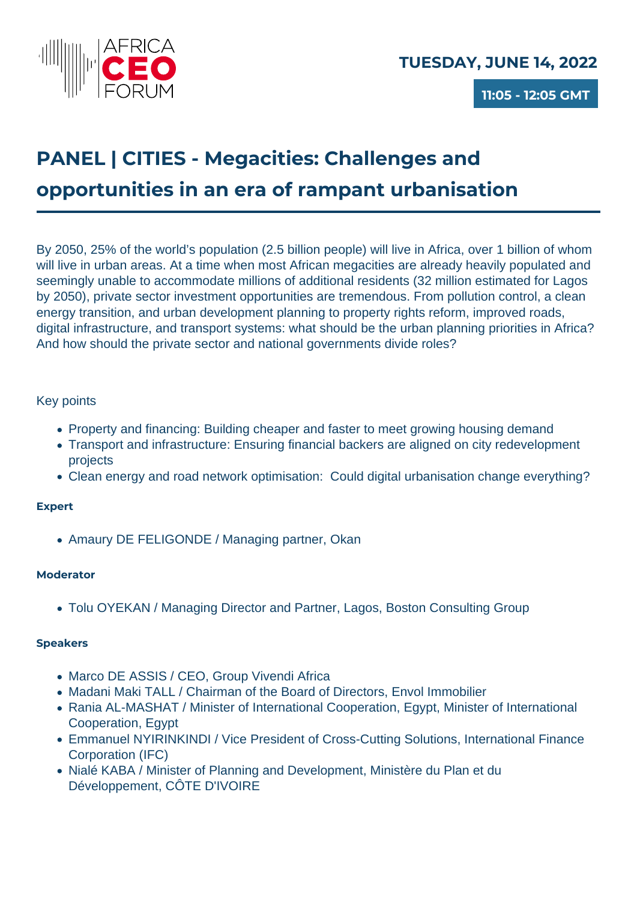AFRICA CEO FORUM

**TUESDAY, JUNE 14, 2022**

**11:05 - 12:05 GMT**

# PANEL | CITIES - Megacities: Challenges and opportunities in an era of rampant urbanisation

By 2050, 25% of the world's population (2.5 billion people) will live in Africa, over 1 billion of whom will live in urban areas. At a time when most African megacities are already heavily populated and seemingly unable to accommodate millions of additional residents (32 million estimated for Lagos by 2050), private sector investment opportunities are tremendous. From pollution control, a clean energy transition, and urban development planning to property rights reform, improved roads, digital infrastructure, and transport systems: what should be the urban planning priorities in Africa? And how should the private sector and national governments divide roles?

Key points

- Property and financing: Building cheaper and faster to meet growing housing demand
- Transport and infrastructure: Ensuring financial backers are aligned on city redevelopment projects
- Clean energy and road network optimisation: Could digital urbanisation change everything?

**Expert**

- Amaury DE FELIGONDE / Managing partner, Okan

**Moderator**

- Tolu OYEKAN / Managing Director and Partner, Lagos, Boston Consulting Group

**Speakers**

- Marco DE ASSIS / CEO, Group Vivendi Africa
- Madani Maki TALL / Chairman of the Board of Directors, Envol Immobilier
- Rania AL-MASHAT / Minister of International Cooperation, Egypt, Minister of International Cooperation, Egypt
- Emmanuel NYIRINKINDI / Vice President of Cross-Cutting Solutions, International Finance Corporation (IFC)
- Nialé KABA / Minister of Planning and Development, Ministère du Plan et du Développement, CÔTE D'IVOIRE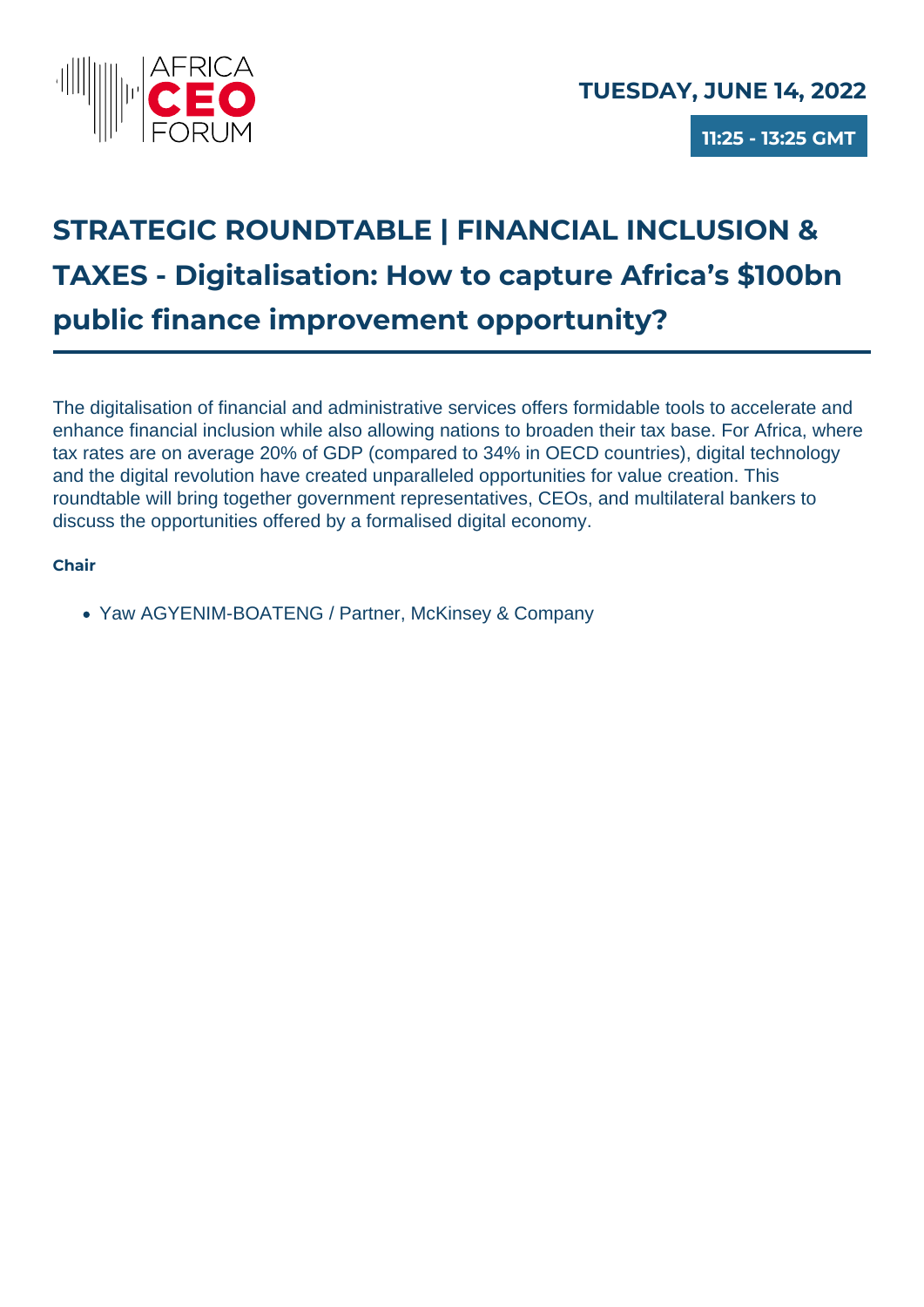**TUESDAY, JUNE 14, 2022**

**11:25 - 13:25 GMT**

# STRATEGIC ROUNDTABLE | FINANCIAL INCLUSION & TAXES - Digitalisation: How to capture Africa's $100bn public finance improvement opportunity?

The digitalisation of financial and administrative services offers formidable tools to accelerate and enhance financial inclusion while also allowing nations to broaden their tax base. For Africa, where tax rates are on average 20% of GDP (compared to 34% in OECD countries), digital technology and the digital revolution have created unparalleled opportunities for value creation. This roundtable will bring together government representatives, CEOs, and multilateral bankers to discuss the opportunities offered by a formalised digital economy.

**Chair**

- Yaw AGYENIM-BOATENG / Partner, McKinsey & Company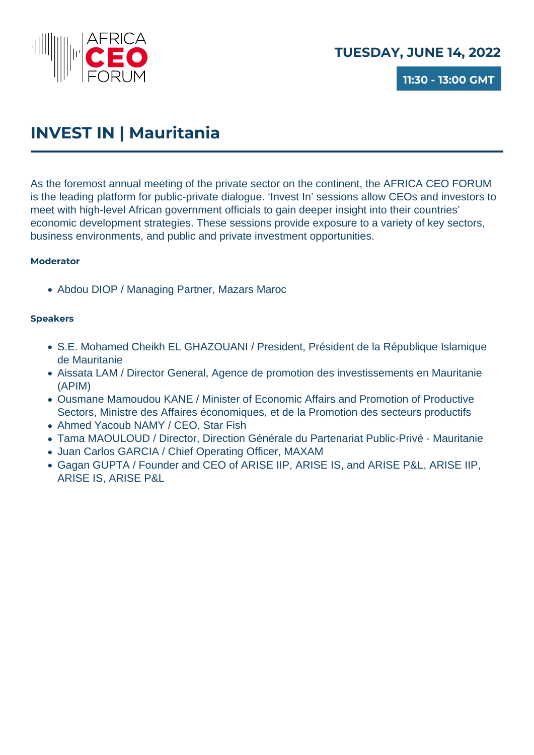AFRICA CEO FORUM

**TUESDAY, JUNE 14, 2022**

**11:30 - 13:00 GMT**

# INVEST IN | Mauritania

As the foremost annual meeting of the private sector on the continent, the AFRICA CEO FORUM is the leading platform for public-private dialogue. 'Invest In' sessions allow CEOs and investors to meet with high-level African government officials to gain deeper insight into their countries' economic development strategies. These sessions provide exposure to a variety of key sectors, business environments, and public and private investment opportunities.

**Moderator**

- Abdou DIOP / Managing Partner, Mazars Maroc

**Speakers**

- S.E. Mohamed Cheikh EL GHAZOUANI / President, Président de la République Islamique de Mauritanie
- Aissata LAM / Director General, Agence de promotion des investissements en Mauritanie (APIM)
- Ousmane Mamoudou KANE / Minister of Economic Affairs and Promotion of Productive Sectors, Ministre des Affaires économiques, et de la Promotion des secteurs productifs
- Ahmed Yacoub NAMY / CEO, Star Fish
- Tama MAOULOUD / Director, Direction Générale du Partenariat Public-Privé - Mauritanie
- Juan Carlos GARCIA / Chief Operating Officer, MAXAM
- Gagan GUPTA / Founder and CEO of ARISE IIP, ARISE IS, and ARISE P&L, ARISE IIP, ARISE IS, ARISE P&L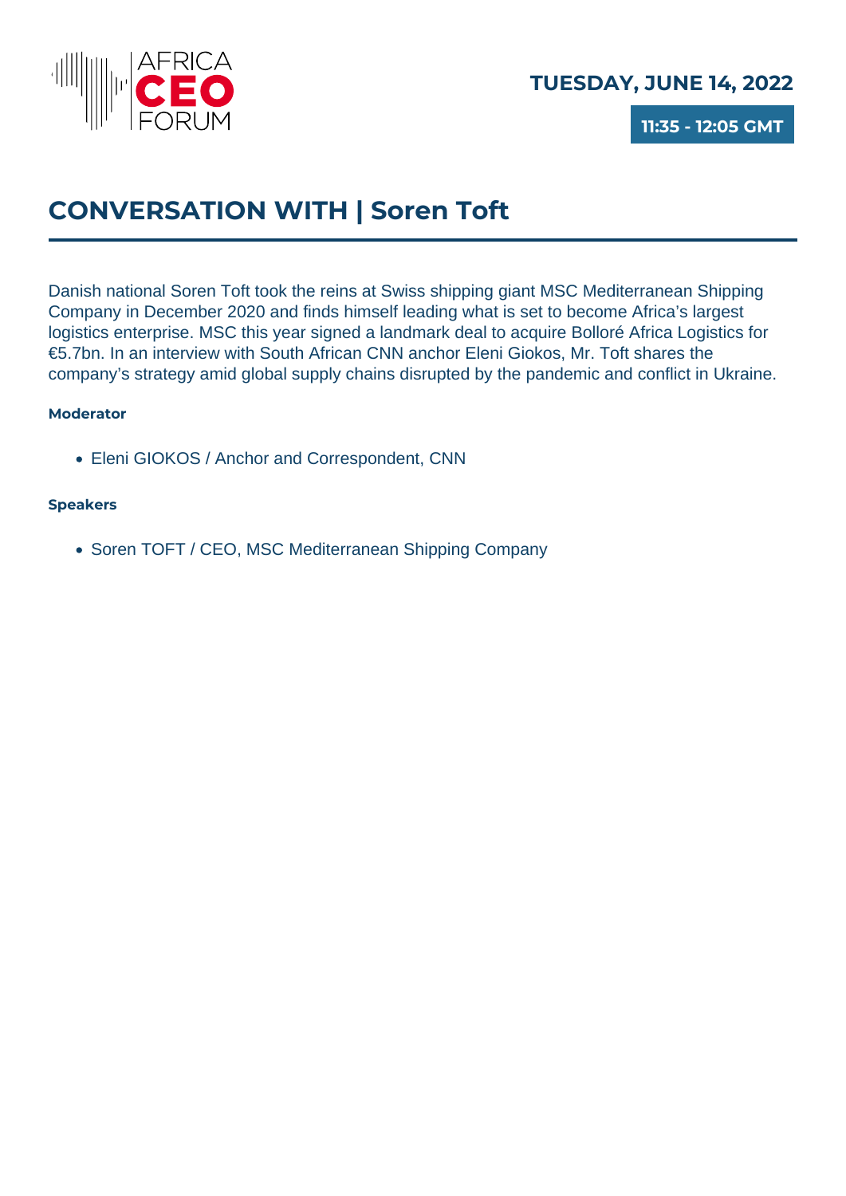**TUESDAY, JUNE 14, 2022**

**11:35 - 12:05 GMT**

# CONVERSATION WITH | Soren Toft

Danish national Soren Toft took the reins at Swiss shipping giant MSC Mediterranean Shipping Company in December 2020 and finds himself leading what is set to become Africa's largest logistics enterprise. MSC this year signed a landmark deal to acquire Bolloré Africa Logistics for €5.7bn. In an interview with South African CNN anchor Eleni Giokos, Mr. Toft shares the company's strategy amid global supply chains disrupted by the pandemic and conflict in Ukraine.

**Moderator**

- Eleni GIOKOS / Anchor and Correspondent, CNN

**Speakers**

- Soren TOFT / CEO, MSC Mediterranean Shipping Company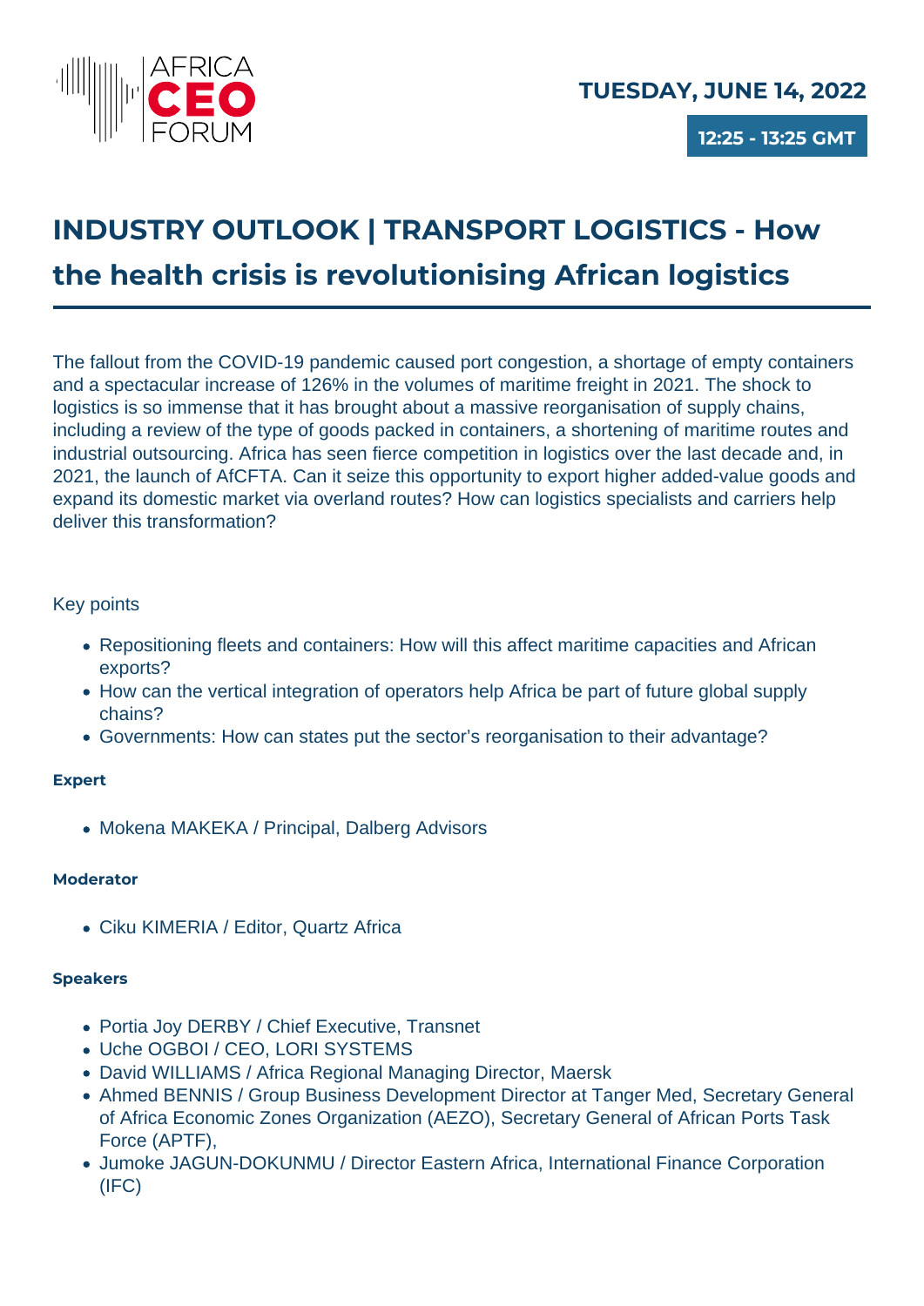AFRICA CEO FORUM

**TUESDAY, JUNE 14, 2022**

**12:25 - 13:25 GMT**

# INDUSTRY OUTLOOK | TRANSPORT LOGISTICS - How the health crisis is revolutionising African logistics

The fallout from the COVID-19 pandemic caused port congestion, a shortage of empty containers and a spectacular increase of 126% in the volumes of maritime freight in 2021. The shock to logistics is so immense that it has brought about a massive reorganisation of supply chains, including a review of the type of goods packed in containers, a shortening of maritime routes and industrial outsourcing. Africa has seen fierce competition in logistics over the last decade and, in 2021, the launch of AfCFTA. Can it seize this opportunity to export higher added-value goods and expand its domestic market via overland routes? How can logistics specialists and carriers help deliver this transformation?

Key points

- Repositioning fleets and containers: How will this affect maritime capacities and African exports?
- How can the vertical integration of operators help Africa be part of future global supply chains?
- Governments: How can states put the sector's reorganisation to their advantage?

**Expert**

- Mokena MAKEKA / Principal, Dalberg Advisors

**Moderator**

- Ciku KIMERIA / Editor, Quartz Africa

**Speakers**

- Portia Joy DERBY / Chief Executive, Transnet
- Uche OGBOI / CEO, LORI SYSTEMS
- David WILLIAMS / Africa Regional Managing Director, Maersk
- Ahmed BENNIS / Group Business Development Director at Tanger Med, Secretary General of Africa Economic Zones Organization (AEZO), Secretary General of African Ports Task Force (APTF),
- Jumoke JAGUN-DOKUNMU / Director Eastern Africa, International Finance Corporation (IFC)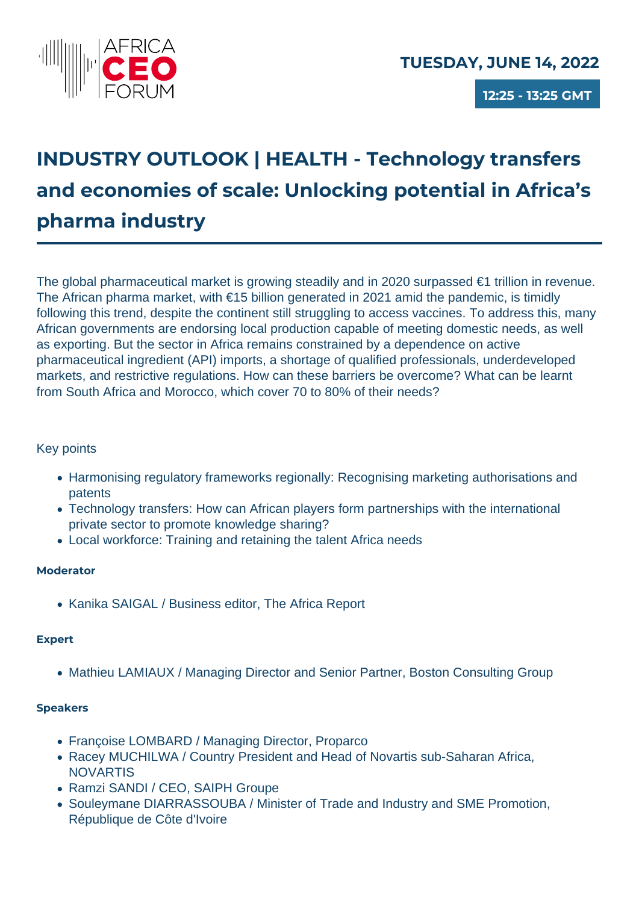**TUESDAY, JUNE 14, 2022**

**12:25 - 13:25 GMT**

# INDUSTRY OUTLOOK | HEALTH - Technology transfers and economies of scale: Unlocking potential in Africa's pharma industry

The global pharmaceutical market is growing steadily and in 2020 surpassed €1 trillion in revenue. The African pharma market, with €15 billion generated in 2021 amid the pandemic, is timidly following this trend, despite the continent still struggling to access vaccines. To address this, many African governments are endorsing local production capable of meeting domestic needs, as well as exporting. But the sector in Africa remains constrained by a dependence on active pharmaceutical ingredient (API) imports, a shortage of qualified professionals, underdeveloped markets, and restrictive regulations. How can these barriers be overcome? What can be learnt from South Africa and Morocco, which cover 70 to 80% of their needs?

Key points

- Harmonising regulatory frameworks regionally: Recognising marketing authorisations and patents
- Technology transfers: How can African players form partnerships with the international private sector to promote knowledge sharing?
- Local workforce: Training and retaining the talent Africa needs

**Moderator**

- Kanika SAIGAL / Business editor, The Africa Report

**Expert**

- Mathieu LAMIAUX / Managing Director and Senior Partner, Boston Consulting Group

**Speakers**

- Françoise LOMBARD / Managing Director, Proparco
- Racey MUCHILWA / Country President and Head of Novartis sub-Saharan Africa, NOVARTIS
- Ramzi SANDI / CEO, SAIPH Groupe
- Souleymane DIARRASSOUBA / Minister of Trade and Industry and SME Promotion, République de Côte d'Ivoire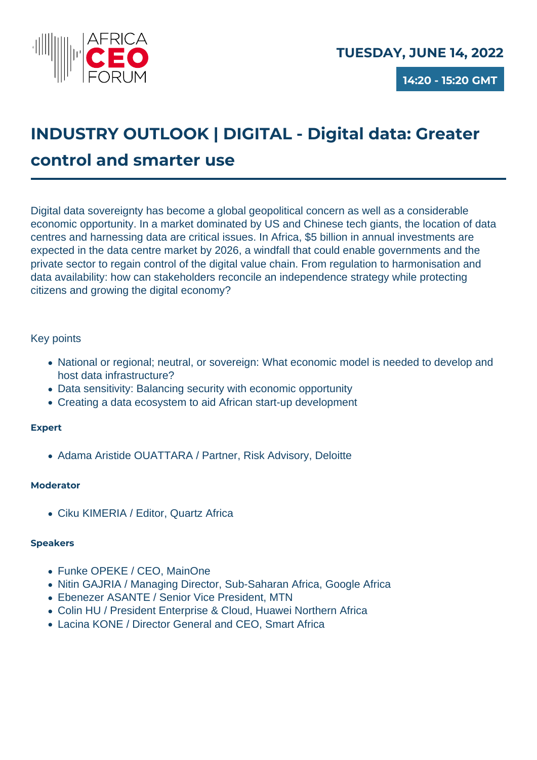AFRICA CEO FORUM

**TUESDAY, JUNE 14, 2022**

**14:20 - 15:20 GMT**

# INDUSTRY OUTLOOK | DIGITAL - Digital data: Greater control and smarter use

Digital data sovereignty has become a global geopolitical concern as well as a considerable economic opportunity. In a market dominated by US and Chinese tech giants, the location of data centres and harnessing data are critical issues. In Africa, $5 billion in annual investments are expected in the data centre market by 2026, a windfall that could enable governments and the private sector to regain control of the digital value chain. From regulation to harmonisation and data availability: how can stakeholders reconcile an independence strategy while protecting citizens and growing the digital economy?

Key points

- National or regional; neutral, or sovereign: What economic model is needed to develop and host data infrastructure?
- Data sensitivity: Balancing security with economic opportunity
- Creating a data ecosystem to aid African start-up development

**Expert**

- Adama Aristide OUATTARA / Partner, Risk Advisory, Deloitte

**Moderator**

- Ciku KIMERIA / Editor, Quartz Africa

**Speakers**

- Funke OPEKE / CEO, MainOne
- Nitin GAJRIA / Managing Director, Sub-Saharan Africa, Google Africa
- Ebenezer ASANTE / Senior Vice President, MTN
- Colin HU / President Enterprise & Cloud, Huawei Northern Africa
- Lacina KONE / Director General and CEO, Smart Africa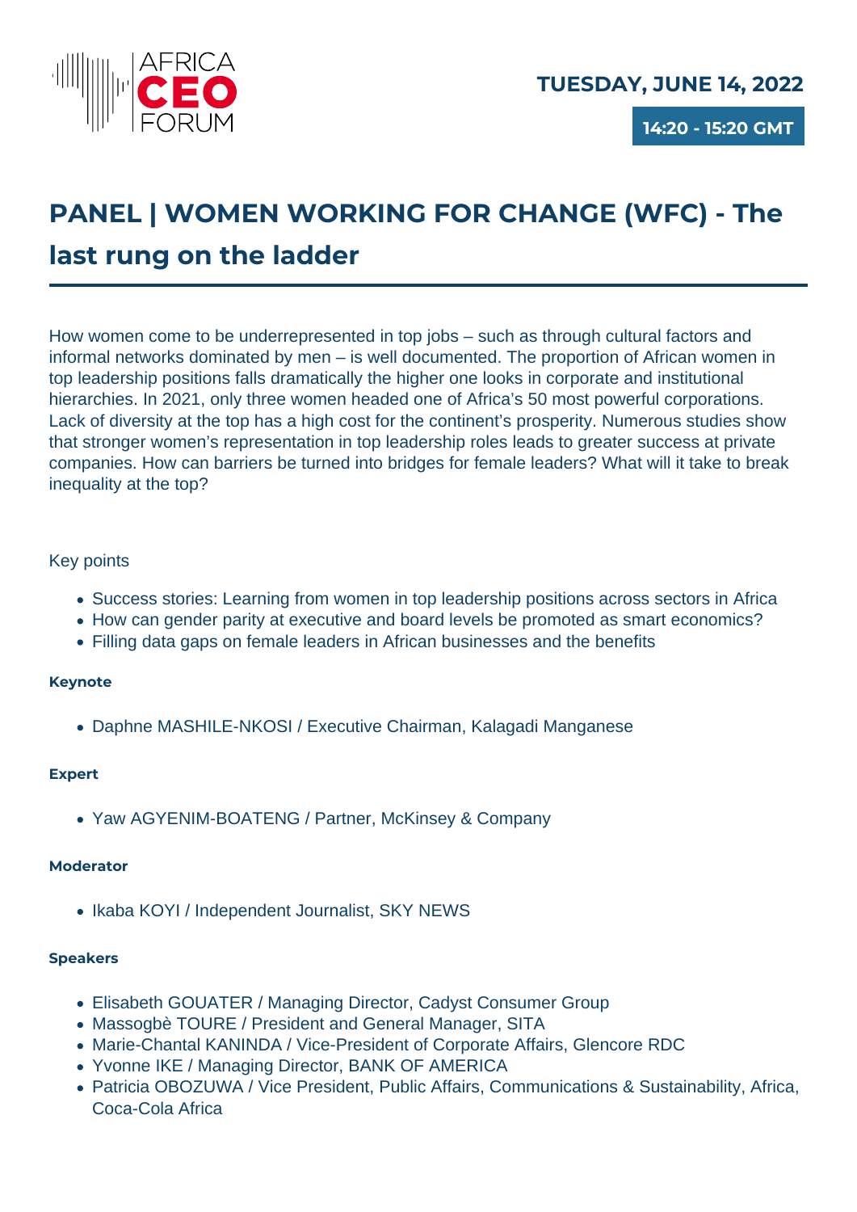AFRICA CEO FORUM

**TUESDAY, JUNE 14, 2022**

**14:20 - 15:20 GMT**

# PANEL | WOMEN WORKING FOR CHANGE (WFC) - The last rung on the ladder

How women come to be underrepresented in top jobs – such as through cultural factors and informal networks dominated by men – is well documented. The proportion of African women in top leadership positions falls dramatically the higher one looks in corporate and institutional hierarchies. In 2021, only three women headed one of Africa's 50 most powerful corporations. Lack of diversity at the top has a high cost for the continent's prosperity. Numerous studies show that stronger women's representation in top leadership roles leads to greater success at private companies. How can barriers be turned into bridges for female leaders? What will it take to break inequality at the top?

Key points

- Success stories: Learning from women in top leadership positions across sectors in Africa
- How can gender parity at executive and board levels be promoted as smart economics?
- Filling data gaps on female leaders in African businesses and the benefits

**Keynote**

- Daphne MASHILE-NKOSI / Executive Chairman, Kalagadi Manganese

**Expert**

- Yaw AGYENIM-BOATENG / Partner, McKinsey & Company

**Moderator**

- Ikaba KOYI / Independent Journalist, SKY NEWS

**Speakers**

- Elisabeth GOUATER / Managing Director, Cadyst Consumer Group
- Massogbè TOURE / President and General Manager, SITA
- Marie-Chantal KANINDA / Vice-President of Corporate Affairs, Glencore RDC
- Yvonne IKE / Managing Director, BANK OF AMERICA
- Patricia OBOZUWA / Vice President, Public Affairs, Communications & Sustainability, Africa, Coca-Cola Africa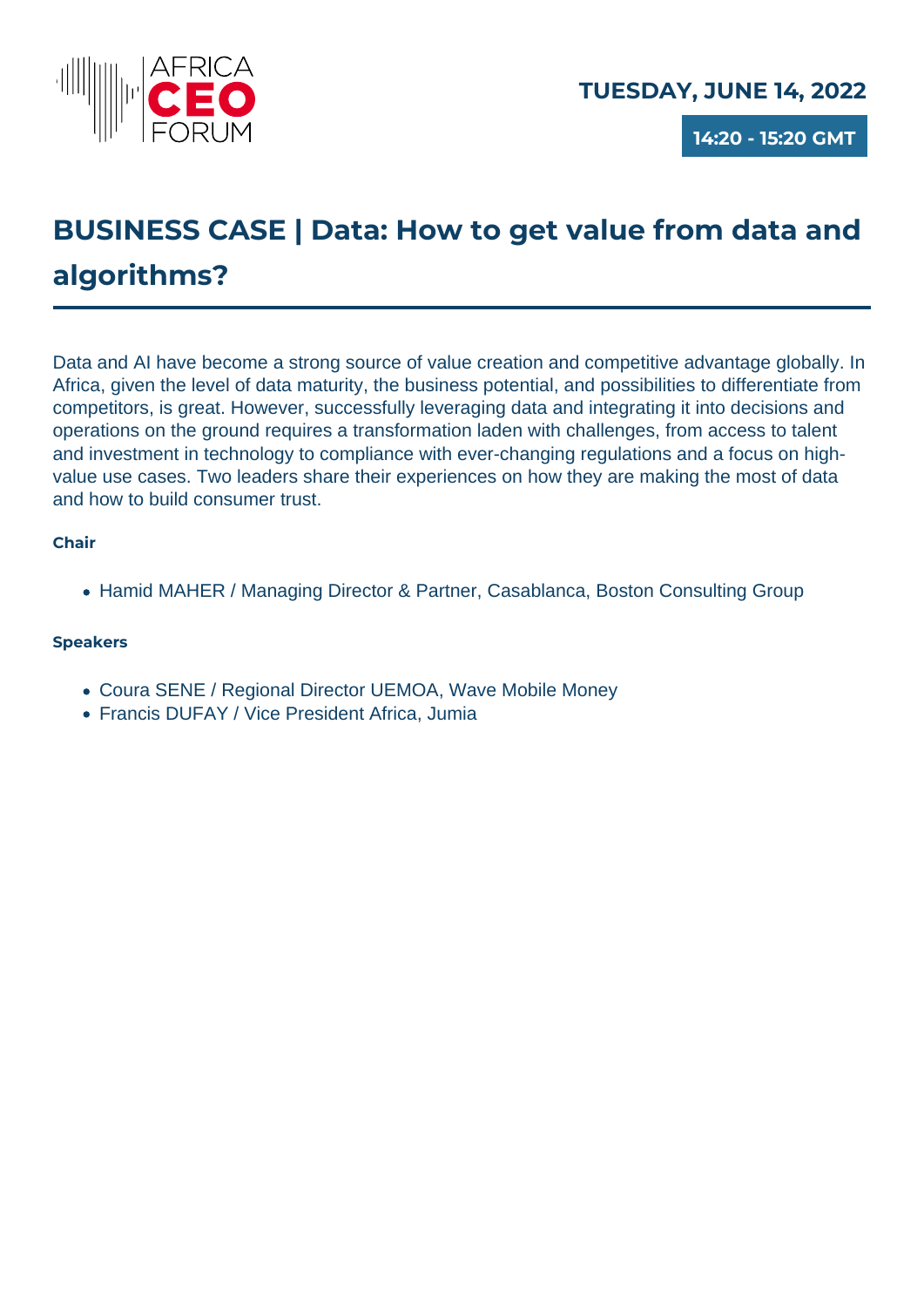**TUESDAY, JUNE 14, 2022**

**14:20 - 15:20 GMT**

# BUSINESS CASE | Data: How to get value from data and algorithms?

Data and AI have become a strong source of value creation and competitive advantage globally. In Africa, given the level of data maturity, the business potential, and possibilities to differentiate from competitors, is great. However, successfully leveraging data and integrating it into decisions and operations on the ground requires a transformation laden with challenges, from access to talent and investment in technology to compliance with ever-changing regulations and a focus on high-value use cases. Two leaders share their experiences on how they are making the most of data and how to build consumer trust.

**Chair**

- Hamid MAHER / Managing Director & Partner, Casablanca, Boston Consulting Group

**Speakers**

- Coura SENE / Regional Director UEMOA, Wave Mobile Money
- Francis DUFAY / Vice President Africa, Jumia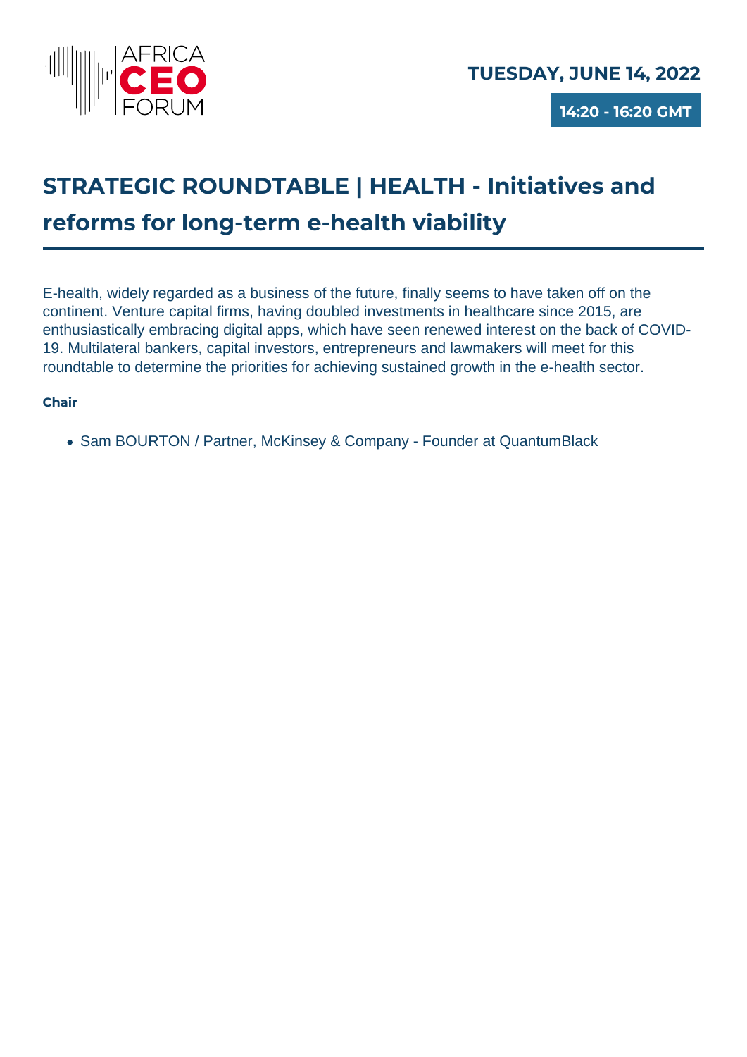AFRICA **CEO** FORUM

**TUESDAY, JUNE 14, 2022**

**14:20 - 16:20 GMT**

# STRATEGIC ROUNDTABLE | HEALTH - Initiatives and reforms for long-term e-health viability

E-health, widely regarded as a business of the future, finally seems to have taken off on the continent. Venture capital firms, having doubled investments in healthcare since 2015, are enthusiastically embracing digital apps, which have seen renewed interest on the back of COVID-19. Multilateral bankers, capital investors, entrepreneurs and lawmakers will meet for this roundtable to determine the priorities for achieving sustained growth in the e-health sector.

**Chair**

- Sam BOURTON / Partner, McKinsey & Company - Founder at QuantumBlack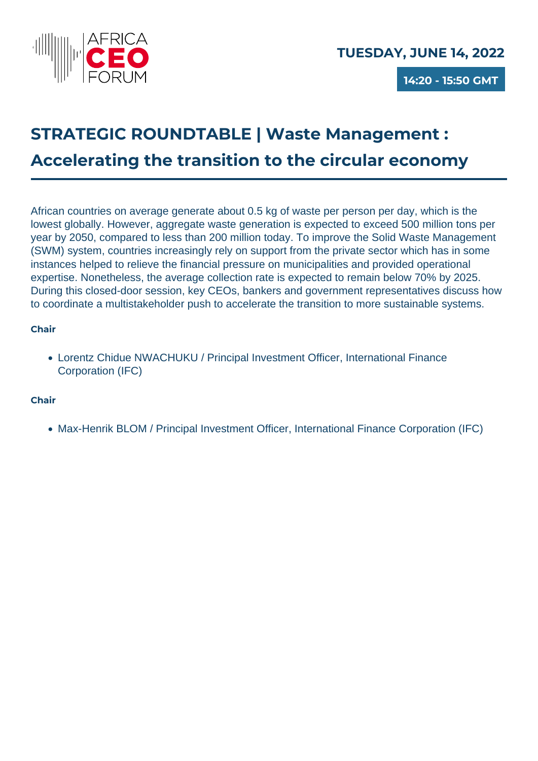**TUESDAY, JUNE 14, 2022**

**14:20 - 15:50 GMT**

# STRATEGIC ROUNDTABLE | Waste Management : Accelerating the transition to the circular economy

African countries on average generate about 0.5 kg of waste per person per day, which is the lowest globally. However, aggregate waste generation is expected to exceed 500 million tons per year by 2050, compared to less than 200 million today. To improve the Solid Waste Management (SWM) system, countries increasingly rely on support from the private sector which has in some instances helped to relieve the financial pressure on municipalities and provided operational expertise. Nonetheless, the average collection rate is expected to remain below 70% by 2025. During this closed-door session, key CEOs, bankers and government representatives discuss how to coordinate a multistakeholder push to accelerate the transition to more sustainable systems.

**Chair**

- Lorentz Chidue NWACHUKU / Principal Investment Officer, International Finance Corporation (IFC)

**Chair**

- Max-Henrik BLOM / Principal Investment Officer, International Finance Corporation (IFC)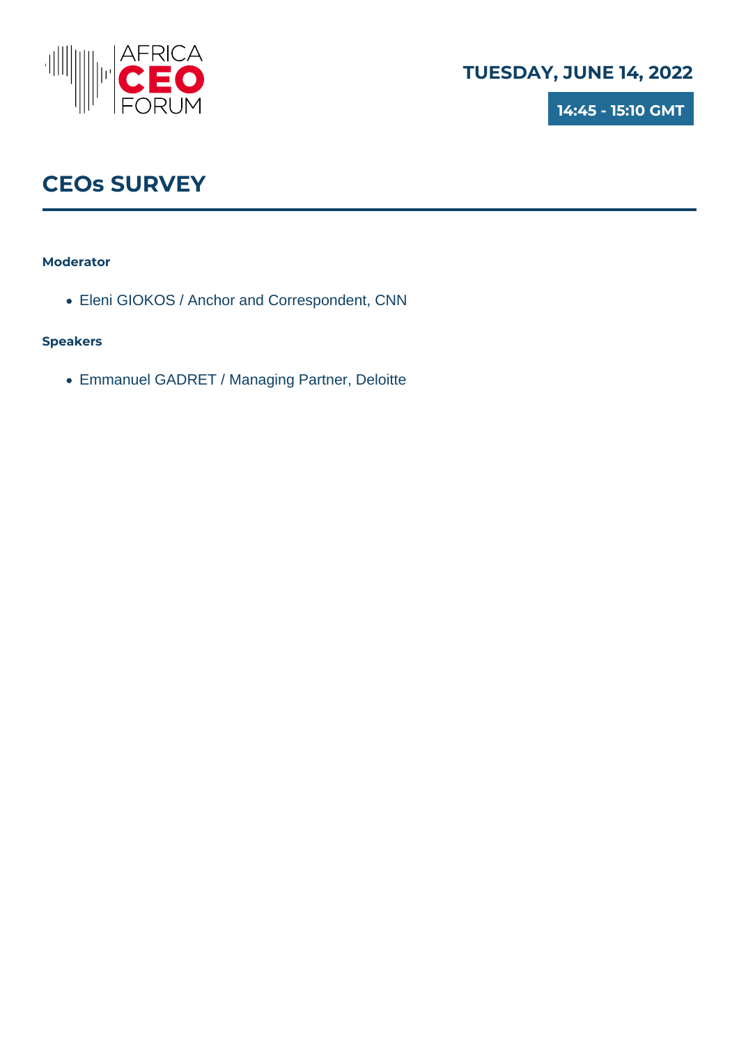AFRICA CEO FORUM

**TUESDAY, JUNE 14, 2022**

**14:45 - 15:10 GMT**

# CEOs SURVEY

**Moderator**

- Eleni GIOKOS / Anchor and Correspondent, CNN

**Speakers**

- Emmanuel GADRET / Managing Partner, Deloitte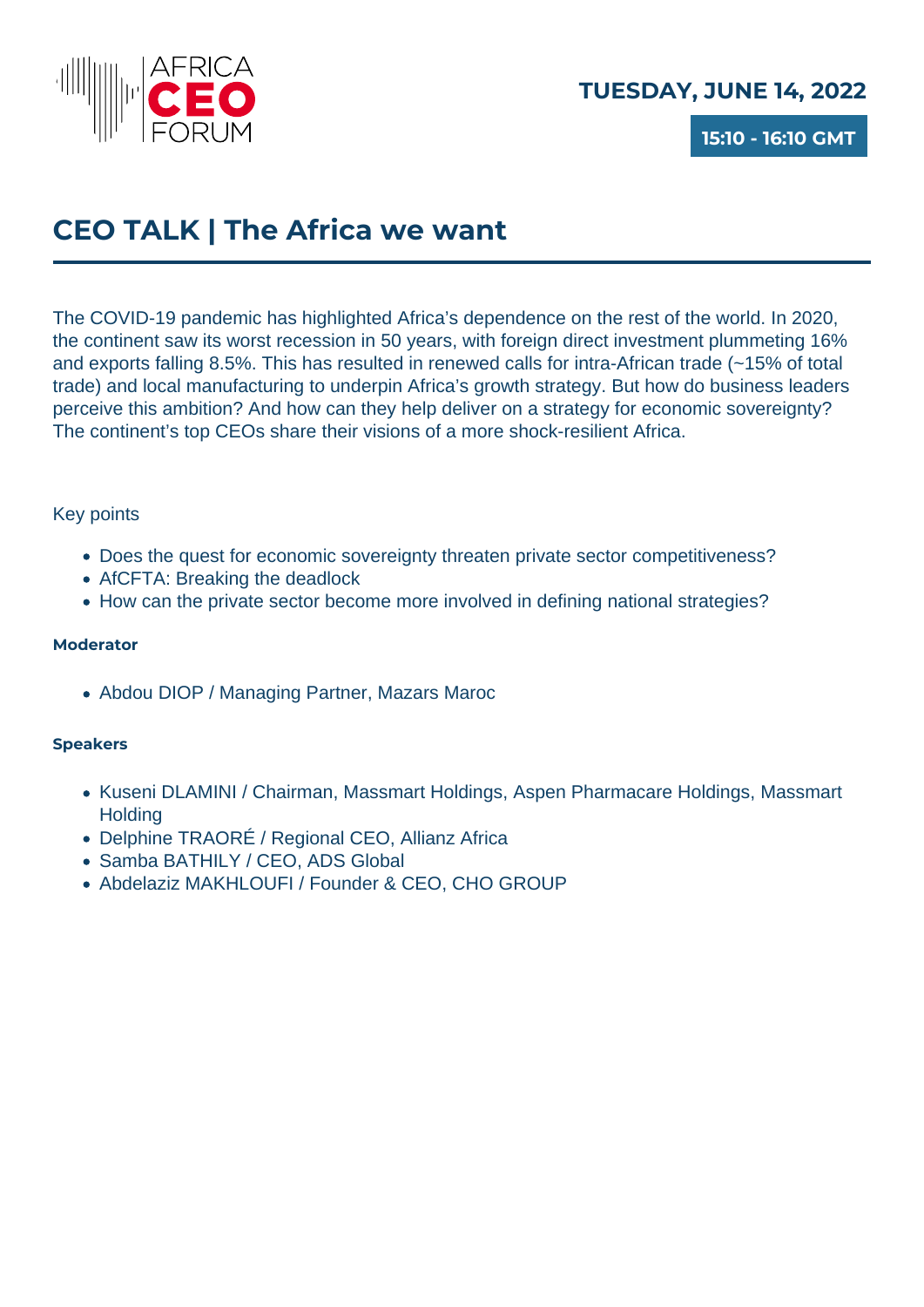AFRICA CEO FORUM

**TUESDAY, JUNE 14, 2022**

**15:10 - 16:10 GMT**

# CEO TALK | The Africa we want

The COVID-19 pandemic has highlighted Africa's dependence on the rest of the world. In 2020, the continent saw its worst recession in 50 years, with foreign direct investment plummeting 16% and exports falling 8.5%. This has resulted in renewed calls for intra-African trade (~15% of total trade) and local manufacturing to underpin Africa's growth strategy. But how do business leaders perceive this ambition? And how can they help deliver on a strategy for economic sovereignty? The continent's top CEOs share their visions of a more shock-resilient Africa.

Key points

- Does the quest for economic sovereignty threaten private sector competitiveness?
- AfCFTA: Breaking the deadlock
- How can the private sector become more involved in defining national strategies?

**Moderator**

- Abdou DIOP / Managing Partner, Mazars Maroc

**Speakers**

- Kuseni DLAMINI / Chairman, Massmart Holdings, Aspen Pharmacare Holdings, Massmart Holding
- Delphine TRAORÉ / Regional CEO, Allianz Africa
- Samba BATHILY / CEO, ADS Global
- Abdelaziz MAKHLOUFI / Founder & CEO, CHO GROUP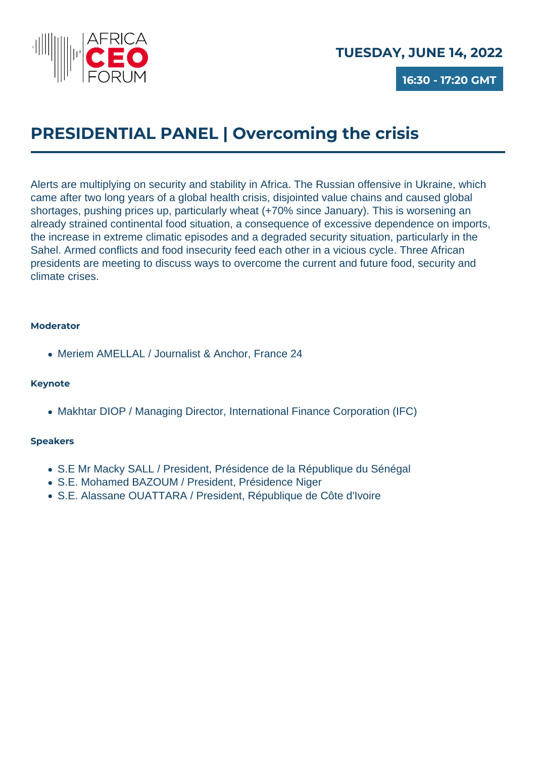AFRICA CEO FORUM

**TUESDAY, JUNE 14, 2022**

**16:30 - 17:20 GMT**

# PRESIDENTIAL PANEL | Overcoming the crisis

Alerts are multiplying on security and stability in Africa. The Russian offensive in Ukraine, which came after two long years of a global health crisis, disjointed value chains and caused global shortages, pushing prices up, particularly wheat (+70% since January). This is worsening an already strained continental food situation, a consequence of excessive dependence on imports, the increase in extreme climatic episodes and a degraded security situation, particularly in the Sahel. Armed conflicts and food insecurity feed each other in a vicious cycle. Three African presidents are meeting to discuss ways to overcome the current and future food, security and climate crises.

#### Moderator

- Meriem AMELLAL / Journalist & Anchor, France 24

#### Keynote

- Makhtar DIOP / Managing Director, International Finance Corporation (IFC)

#### Speakers

- S.E Mr Macky SALL / President, Présidence de la République du Sénégal
- S.E. Mohamed BAZOUM / President, Présidence Niger
- S.E. Alassane OUATTARA / President, République de Côte d'Ivoire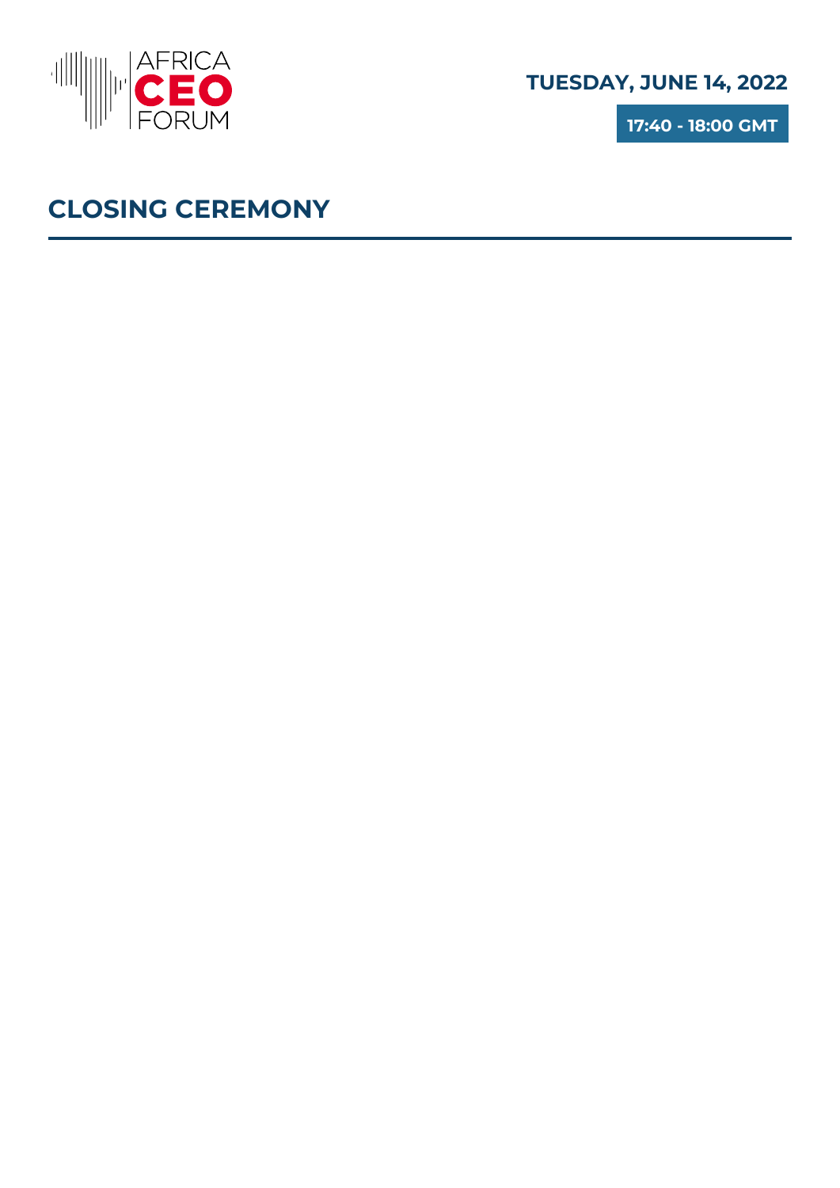**TUESDAY, JUNE 14, 2022**

**17:40 - 18:00 GMT**

# CLOSING CEREMONY